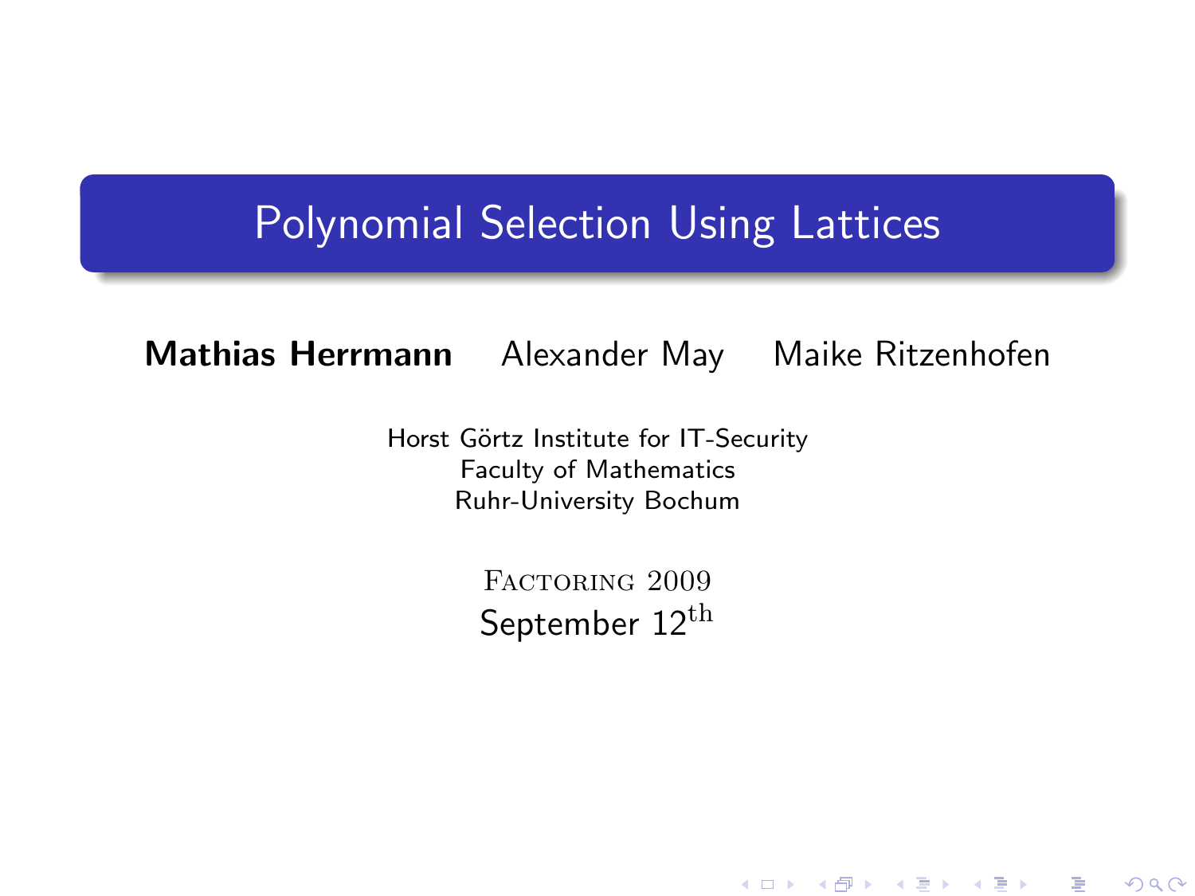# Polynomial Selection Using Lattices

**Mathias Herrmann** Alexander May Maike Ritzenhofen

Horst Görtz Institute for IT-Security
Faculty of Mathematics
Ruhr-University Bochum

Factoring 2009
September $12^{\text{th}}$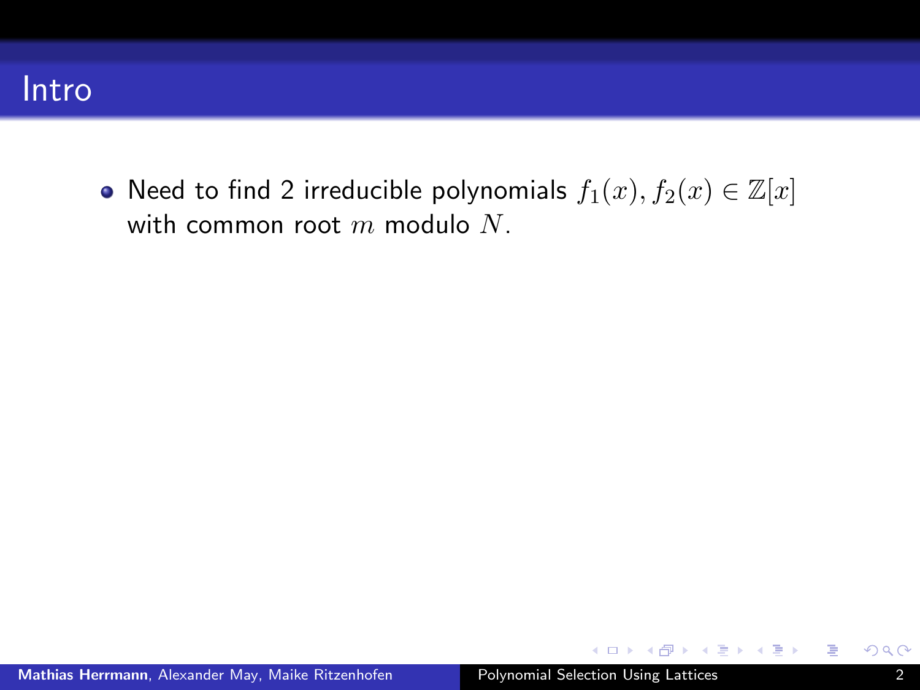# Intro

- Need to find 2 irreducible polynomials $f_1(x), f_2(x) \in \mathbb{Z}[x]$ with common root $m$ modulo $N$.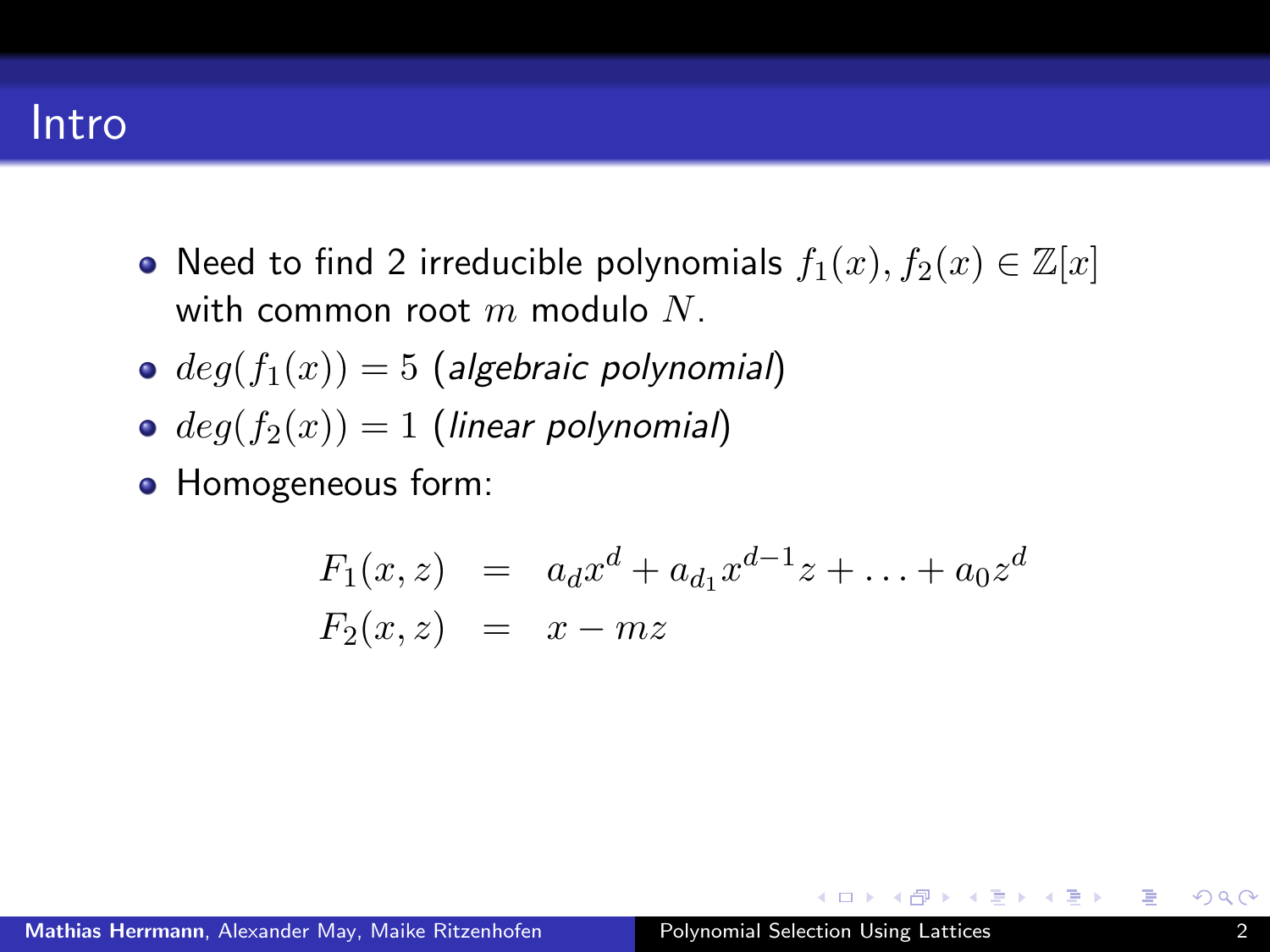# Intro

- Need to find 2 irreducible polynomials $f_1(x), f_2(x) \in \mathbb{Z}[x]$ with common root $m$ modulo $N$.
- $deg(f_1(x)) = 5$ (*algebraic polynomial*)
- $deg(f_2(x)) = 1$ (*linear polynomial*)
- Homogeneous form:

$$
\begin{aligned}
F_1(x,z) &= a_d x^d + a_{d_1} x^{d-1} z + \ldots + a_0 z^d \\
F_2(x,z) &= x - mz
\end{aligned}
$$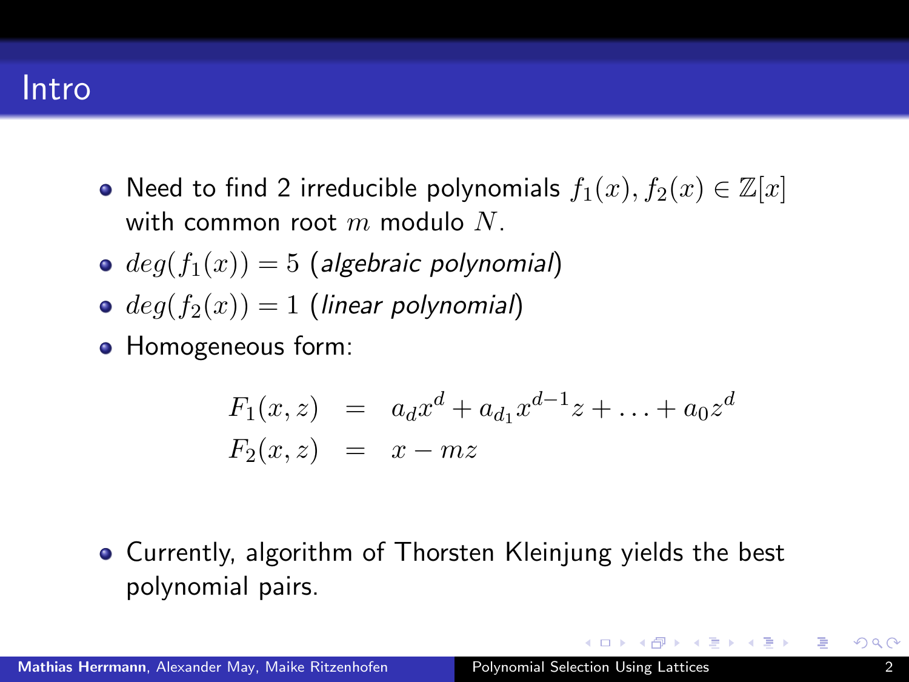# Intro

- Need to find 2 irreducible polynomials $f_1(x), f_2(x) \in \mathbb{Z}[x]$ with common root $m$ modulo $N$.
- $deg(f_1(x)) = 5$ (*algebraic polynomial*)
- $deg(f_2(x)) = 1$ (*linear polynomial*)
- Homogeneous form:

$$
\begin{aligned}
F_1(x,z) &= a_d x^d + a_{d_1} x^{d-1} z + \ldots + a_0 z^d \\
F_2(x,z) &= x - mz
\end{aligned}
$$

- Currently, algorithm of Thorsten Kleinjung yields the best polynomial pairs.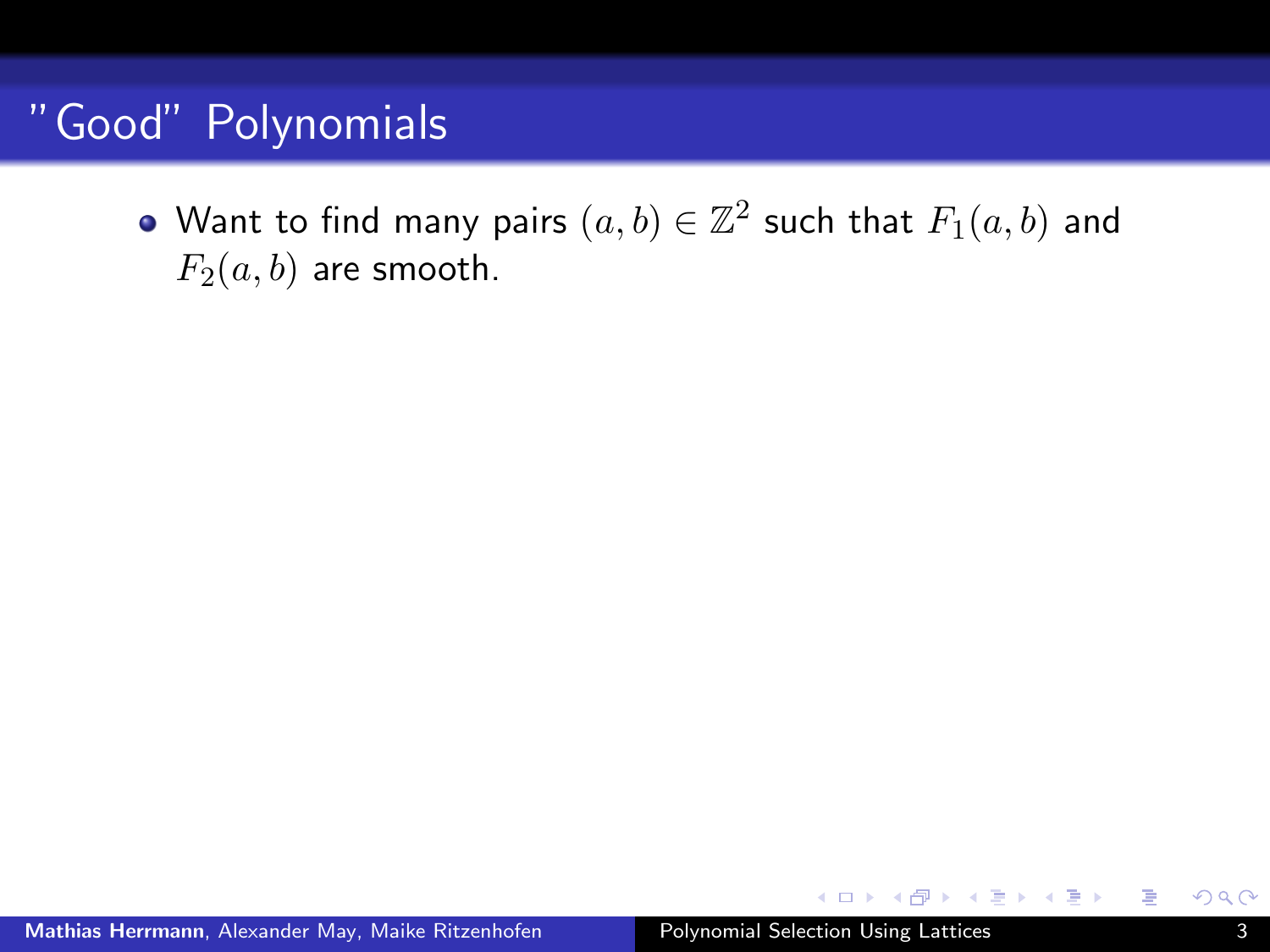# "Good" Polynomials

- Want to find many pairs $(a, b) \in \mathbb{Z}^2$ such that $F_1(a, b)$ and $F_2(a, b)$ are smooth.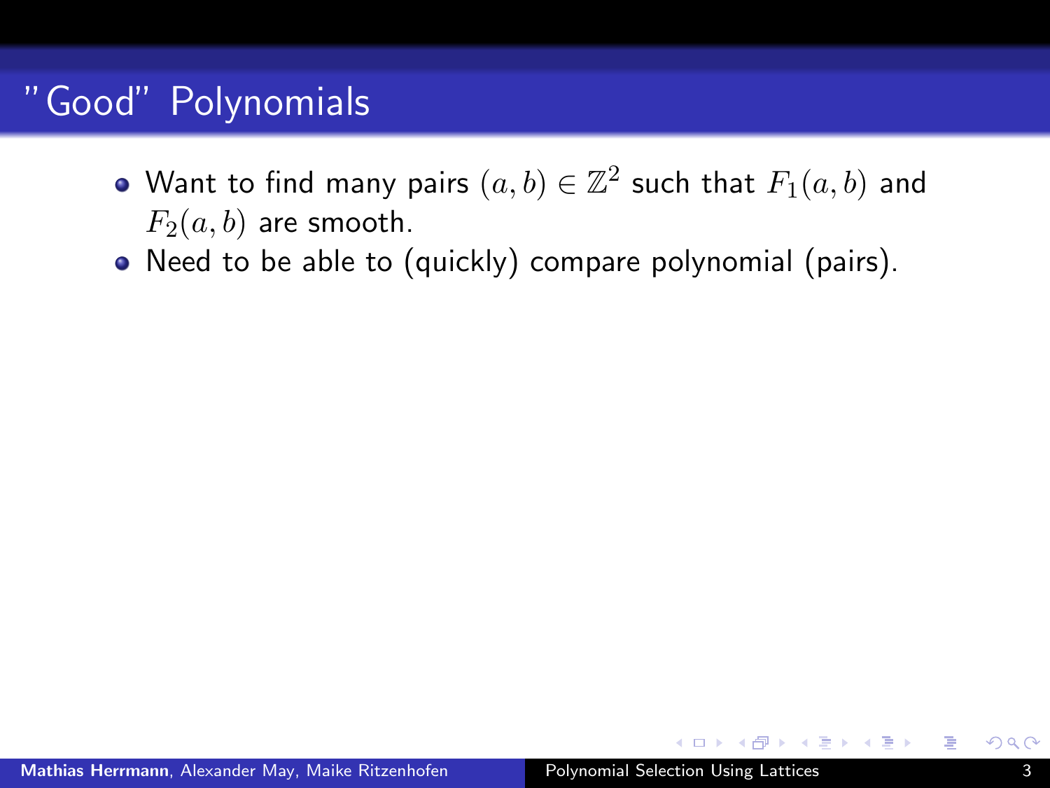# "Good" Polynomials

- Want to find many pairs $(a, b) \in \mathbb{Z}^2$ such that $F_1(a, b)$ and $F_2(a, b)$ are smooth.
- Need to be able to (quickly) compare polynomial (pairs).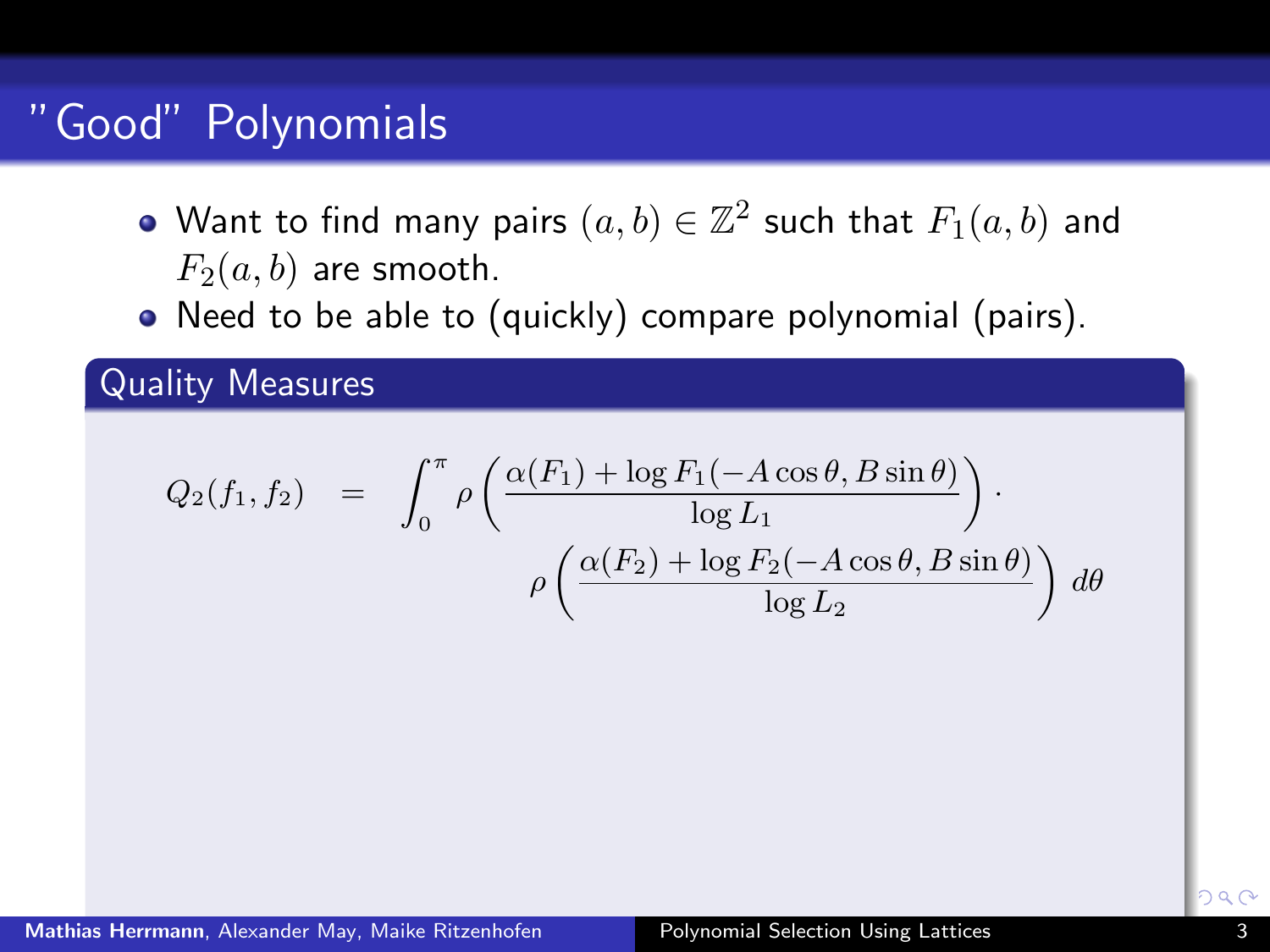# "Good" Polynomials

- Want to find many pairs $(a, b) \in \mathbb{Z}^2$ such that $F_1(a, b)$ and $F_2(a, b)$ are smooth.
- Need to be able to (quickly) compare polynomial (pairs).

## Quality Measures

$$
\begin{aligned}
Q_2(f_1, f_2) \quad = \quad & \int_0^\pi \rho\left(\frac{\alpha(F_1) + \log F_1(-A\cos\theta, B\sin\theta)}{\log L_1}\right) \cdot \\
& \qquad \rho\left(\frac{\alpha(F_2) + \log F_2(-A\cos\theta, B\sin\theta)}{\log L_2}\right) d\theta
\end{aligned}
$$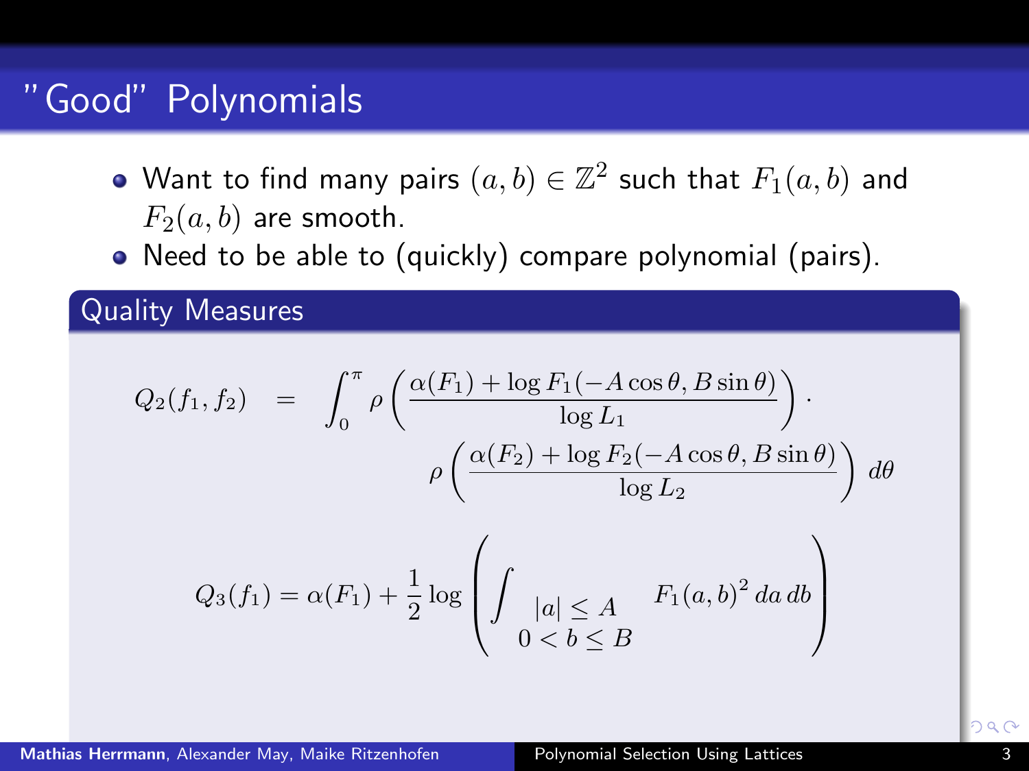# "Good" Polynomials

- Want to find many pairs $(a, b) \in \mathbb{Z}^2$ such that $F_1(a, b)$ and $F_2(a, b)$ are smooth.
- Need to be able to (quickly) compare polynomial (pairs).

## Quality Measures

$$Q_2(f_1, f_2) = \int_0^{\pi} \rho\left(\frac{\alpha(F_1) + \log F_1(-A\cos\theta, B\sin\theta)}{\log L_1}\right) \cdot \rho\left(\frac{\alpha(F_2) + \log F_2(-A\cos\theta, B\sin\theta)}{\log L_2}\right) d\theta$$

$$Q_3(f_1) = \alpha(F_1) + \frac{1}{2}\log\left(\int_{\substack{|a| \le A \\ 0 < b \le B}} F_1(a, b)^2 \, da \, db\right)$$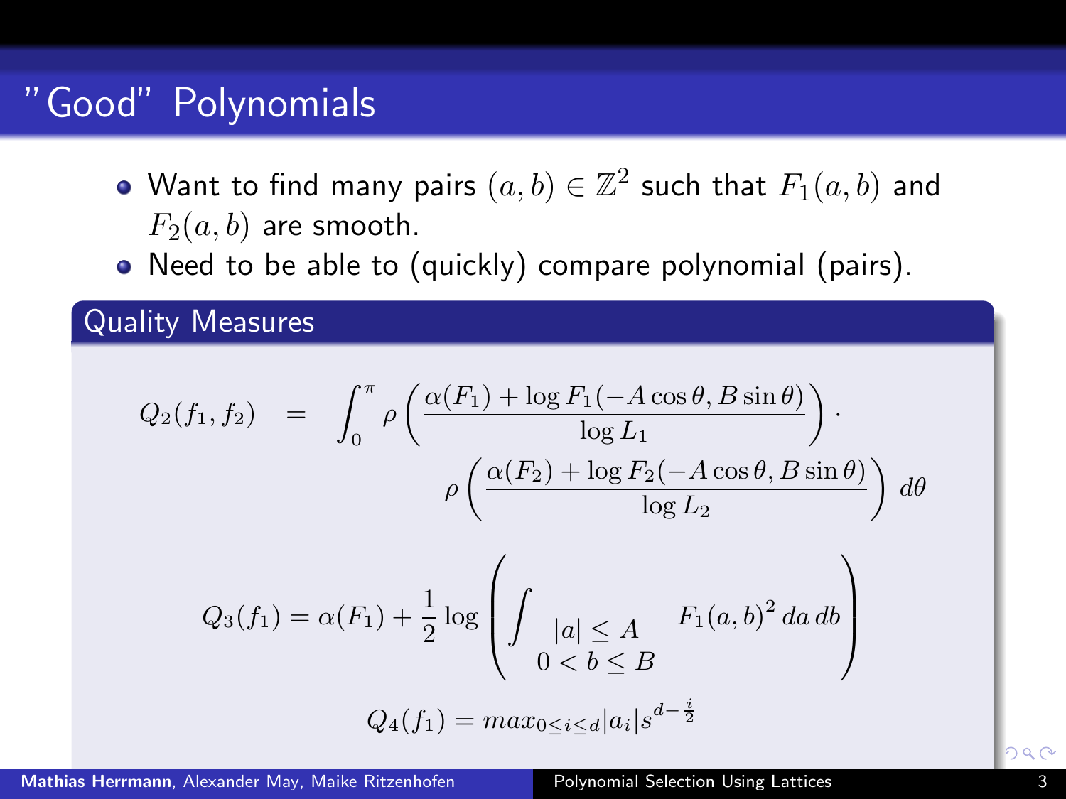# "Good" Polynomials

- Want to find many pairs $(a, b) \in \mathbb{Z}^2$ such that $F_1(a, b)$ and $F_2(a, b)$ are smooth.
- Need to be able to (quickly) compare polynomial (pairs).

## Quality Measures

$$Q_2(f_1, f_2) = \int_0^\pi \rho\left(\frac{\alpha(F_1) + \log F_1(-A\cos\theta, B\sin\theta)}{\log L_1}\right) \cdot \rho\left(\frac{\alpha(F_2) + \log F_2(-A\cos\theta, B\sin\theta)}{\log L_2}\right) d\theta$$

$$Q_3(f_1) = \alpha(F_1) + \frac{1}{2}\log\left(\int_{\substack{|a| \le A \\ 0 < b \le B}} F_1(a, b)^2 \, da \, db\right)$$

$$Q_4(f_1) = max_{0 \le i \le d} |a_i| s^{d - \frac{i}{2}}$$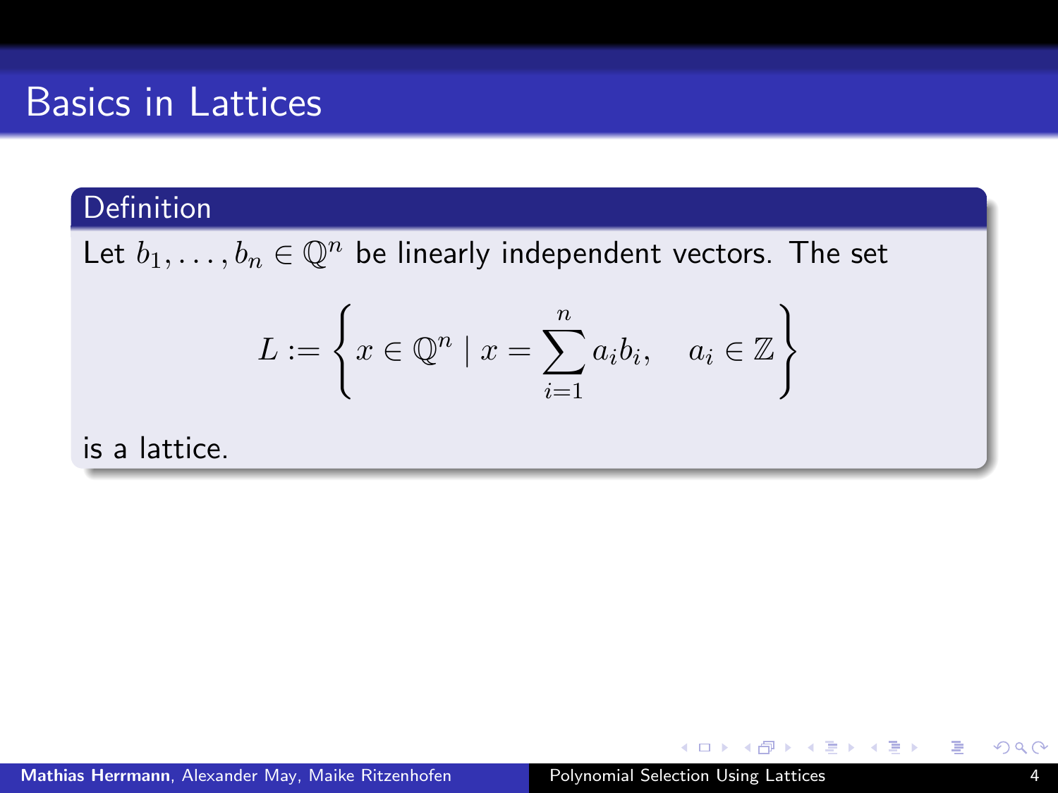# Basics in Lattices

**Definition**

Let $b_1, \ldots, b_n \in \mathbb{Q}^n$ be linearly independent vectors. The set

$$L := \left\{ x \in \mathbb{Q}^n \mid x = \sum_{i=1}^{n} a_i b_i, \quad a_i \in \mathbb{Z} \right\}$$

is a lattice.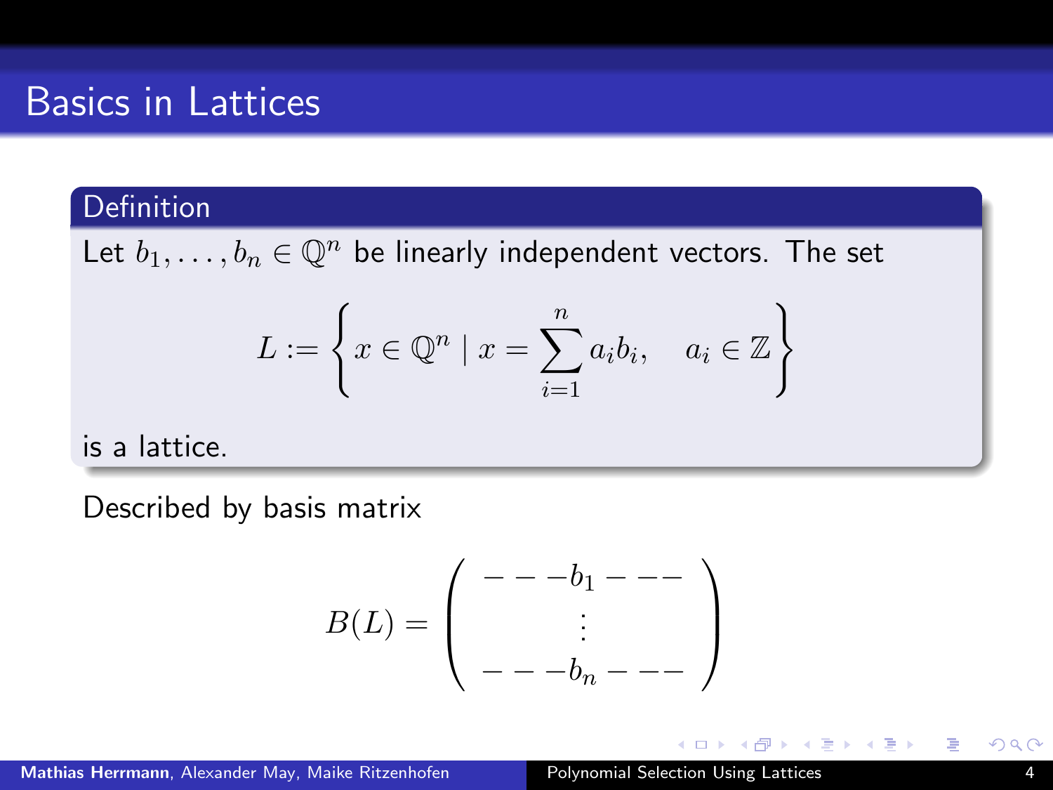# Basics in Lattices

**Definition**

Let $b_1, \dots, b_n \in \mathbb{Q}^n$ be linearly independent vectors. The set

$$L := \left\{ x \in \mathbb{Q}^n \mid x = \sum_{i=1}^{n} a_i b_i, \quad a_i \in \mathbb{Z} \right\}$$

is a lattice.

Described by basis matrix

$$B(L) = \begin{pmatrix} ---b_1--- \\ \vdots \\ ---b_n--- \end{pmatrix}$$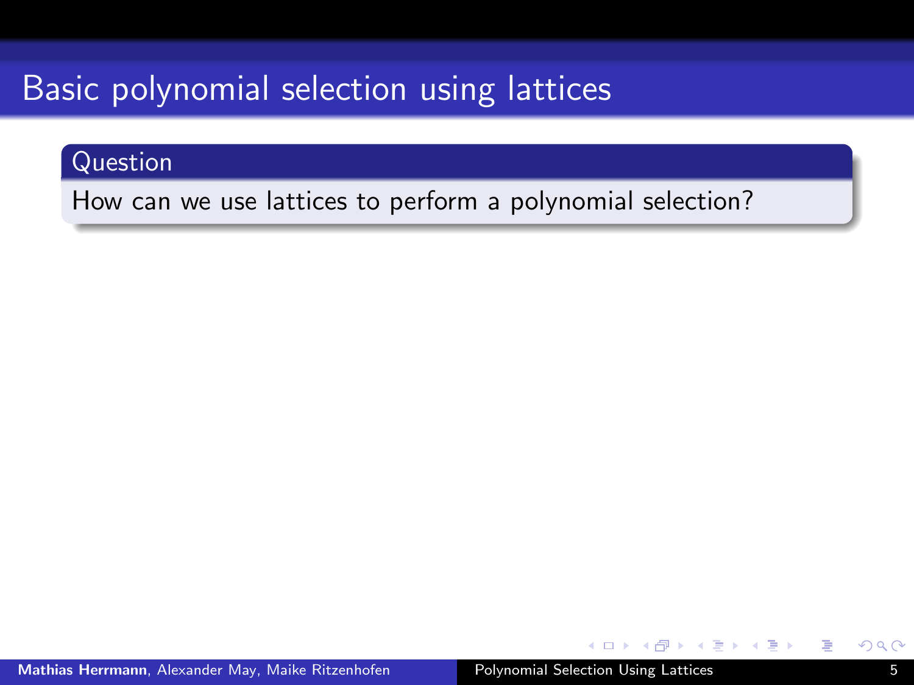# Basic polynomial selection using lattices

**Question**

How can we use lattices to perform a polynomial selection?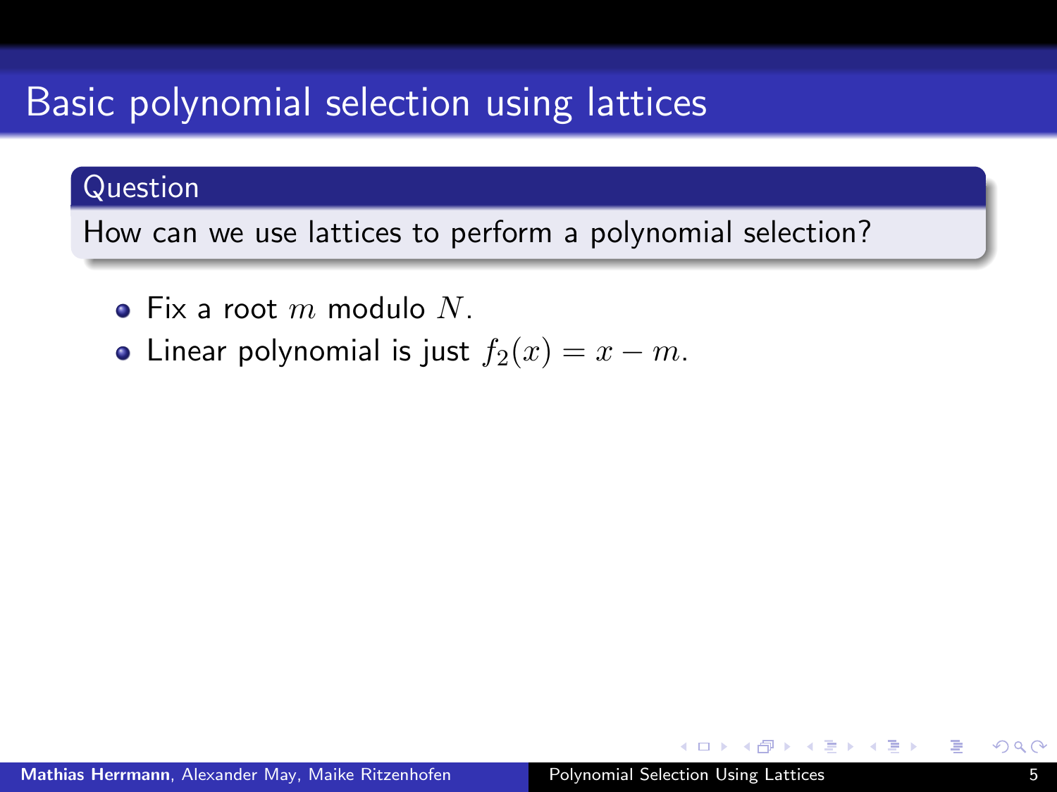# Basic polynomial selection using lattices

**Question**

How can we use lattices to perform a polynomial selection?

- Fix a root $m$ modulo $N$.
- Linear polynomial is just $f_2(x) = x - m$.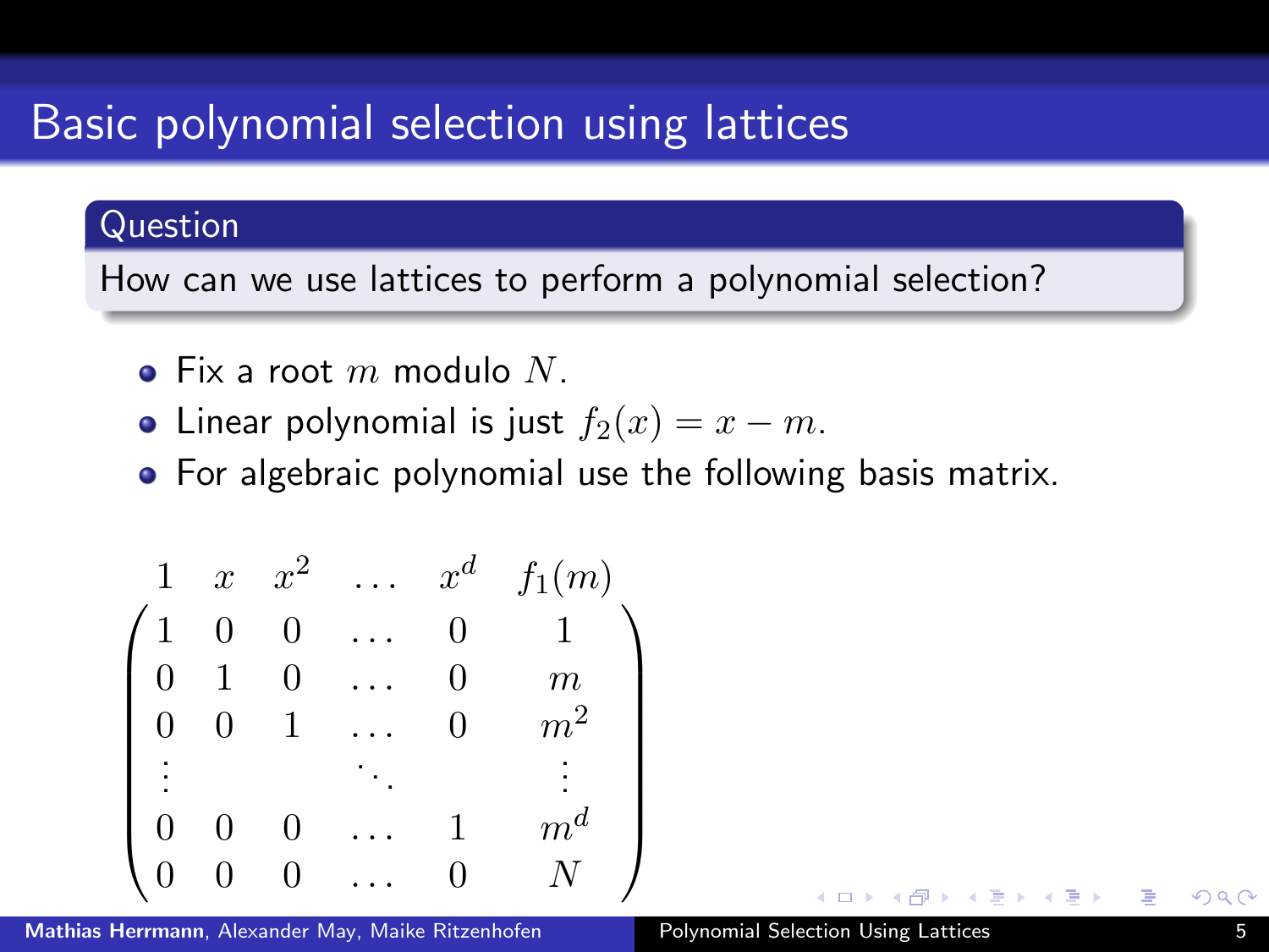# Basic polynomial selection using lattices

**Question**

How can we use lattices to perform a polynomial selection?

- Fix a root $m$ modulo $N$.
- Linear polynomial is just $f_2(x) = x - m$.
- For algebraic polynomial use the following basis matrix.

$$
\begin{array}{cccccc}
1 & x & x^2 & \dots & x^d & f_1(m)
\end{array}
$$

$$
\begin{pmatrix}
1 & 0 & 0 & \dots & 0 & 1 \\
0 & 1 & 0 & \dots & 0 & m \\
0 & 0 & 1 & \dots & 0 & m^2 \\
\vdots & & & \ddots & & \vdots \\
0 & 0 & 0 & \dots & 1 & m^d \\
0 & 0 & 0 & \dots & 0 & N
\end{pmatrix}
$$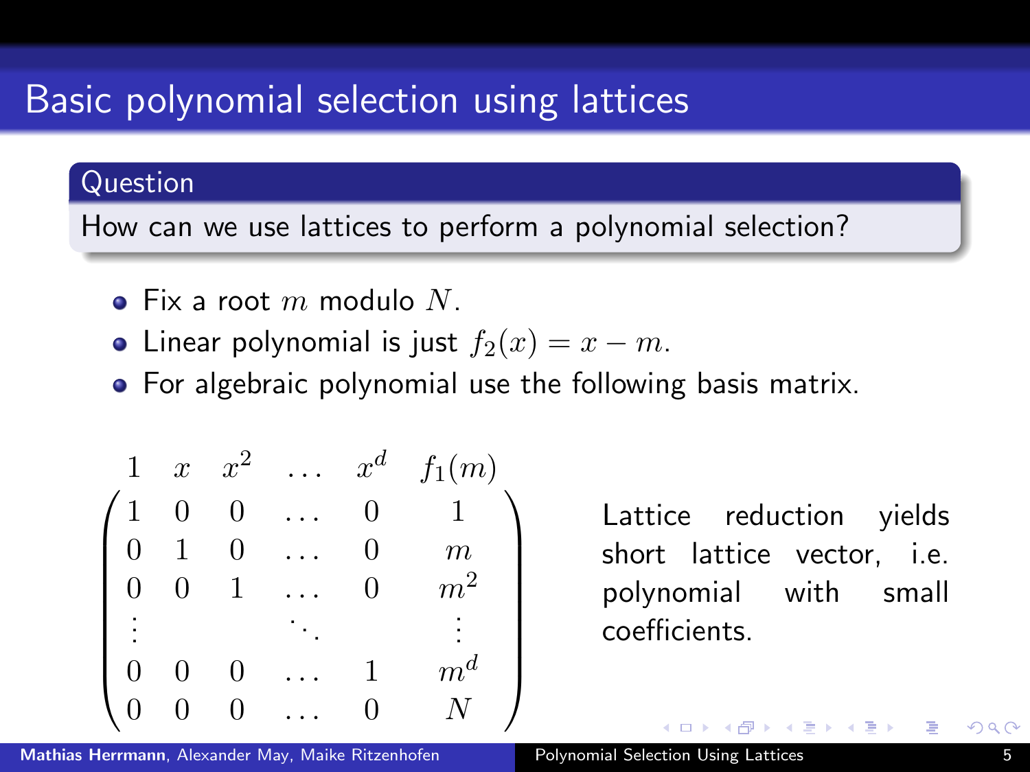# Basic polynomial selection using lattices

**Question**

How can we use lattices to perform a polynomial selection?

- Fix a root $m$ modulo $N$.
- Linear polynomial is just $f_2(x) = x - m$.
- For algebraic polynomial use the following basis matrix.

$$
\begin{array}{cccccc}
1 & x & x^2 & \dots & x^d & f_1(m)
\end{array}
$$

$$
\begin{pmatrix}
1 & 0 & 0 & \dots & 0 & 1 \\
0 & 1 & 0 & \dots & 0 & m \\
0 & 0 & 1 & \dots & 0 & m^2 \\
\vdots & & & \ddots & & \vdots \\
0 & 0 & 0 & \dots & 1 & m^d \\
0 & 0 & 0 & \dots & 0 & N
\end{pmatrix}
$$

Lattice reduction yields short lattice vector, i.e. polynomial with small coefficients.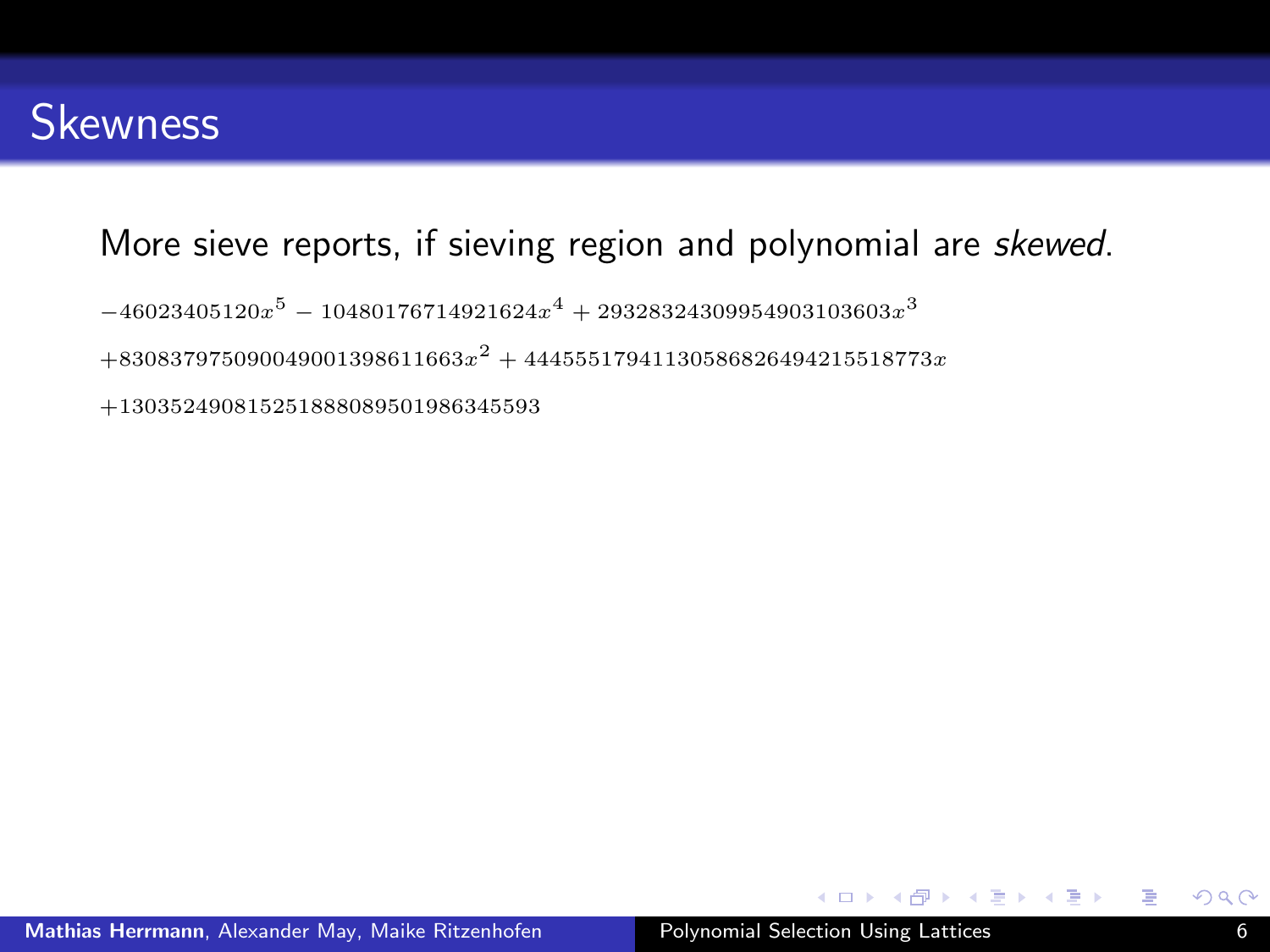# Skewness

More sieve reports, if sieving region and polynomial are *skewed*.

$$-46023405120x^5 - 10480176714921624x^4 + 29328324309954903103603x^3$$

$$+830837975090049001398611663x^2 + 4445551794113058682649421551877 3x$$

$$+130352490815251888089501986345593$$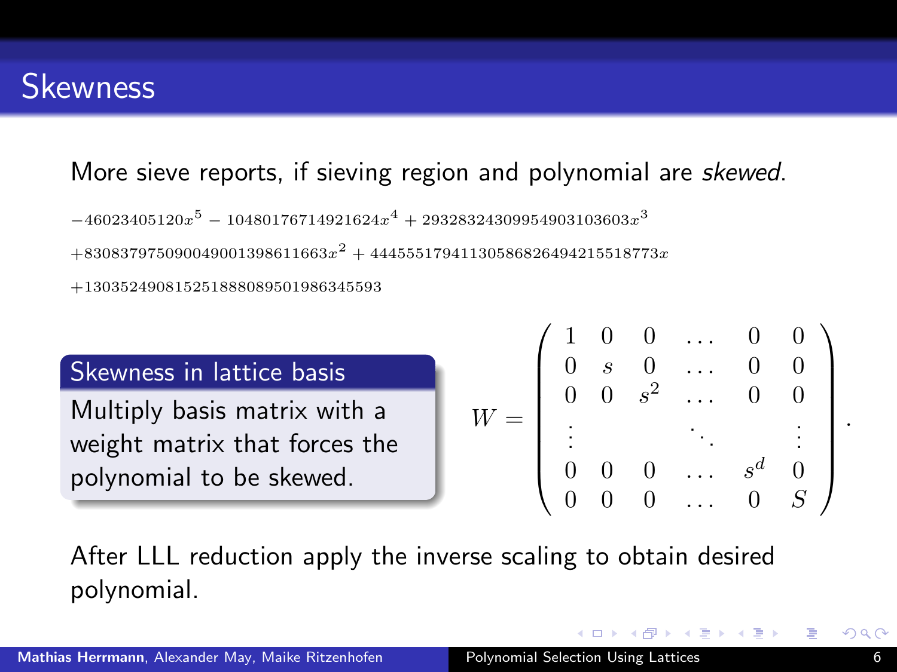# Skewness

More sieve reports, if sieving region and polynomial are *skewed*.

$$-46023405120x^5 - 10480176714921624x^4 + 29328324309954903103603x^3$$
$$+8308379750900490013986116663x^2 + 4445551794113058682649421551 8773x$$
$$+130352490815251888089501986345593$$

**Skewness in lattice basis**

Multiply basis matrix with a weight matrix that forces the polynomial to be skewed.

$$W = \begin{pmatrix} 1 & 0 & 0 & \dots & 0 & 0 \\ 0 & s & 0 & \dots & 0 & 0 \\ 0 & 0 & s^2 & \dots & 0 & 0 \\ \vdots & & & \ddots & & \vdots \\ 0 & 0 & 0 & \dots & s^d & 0 \\ 0 & 0 & 0 & \dots & 0 & S \end{pmatrix}.$$

After LLL reduction apply the inverse scaling to obtain desired polynomial.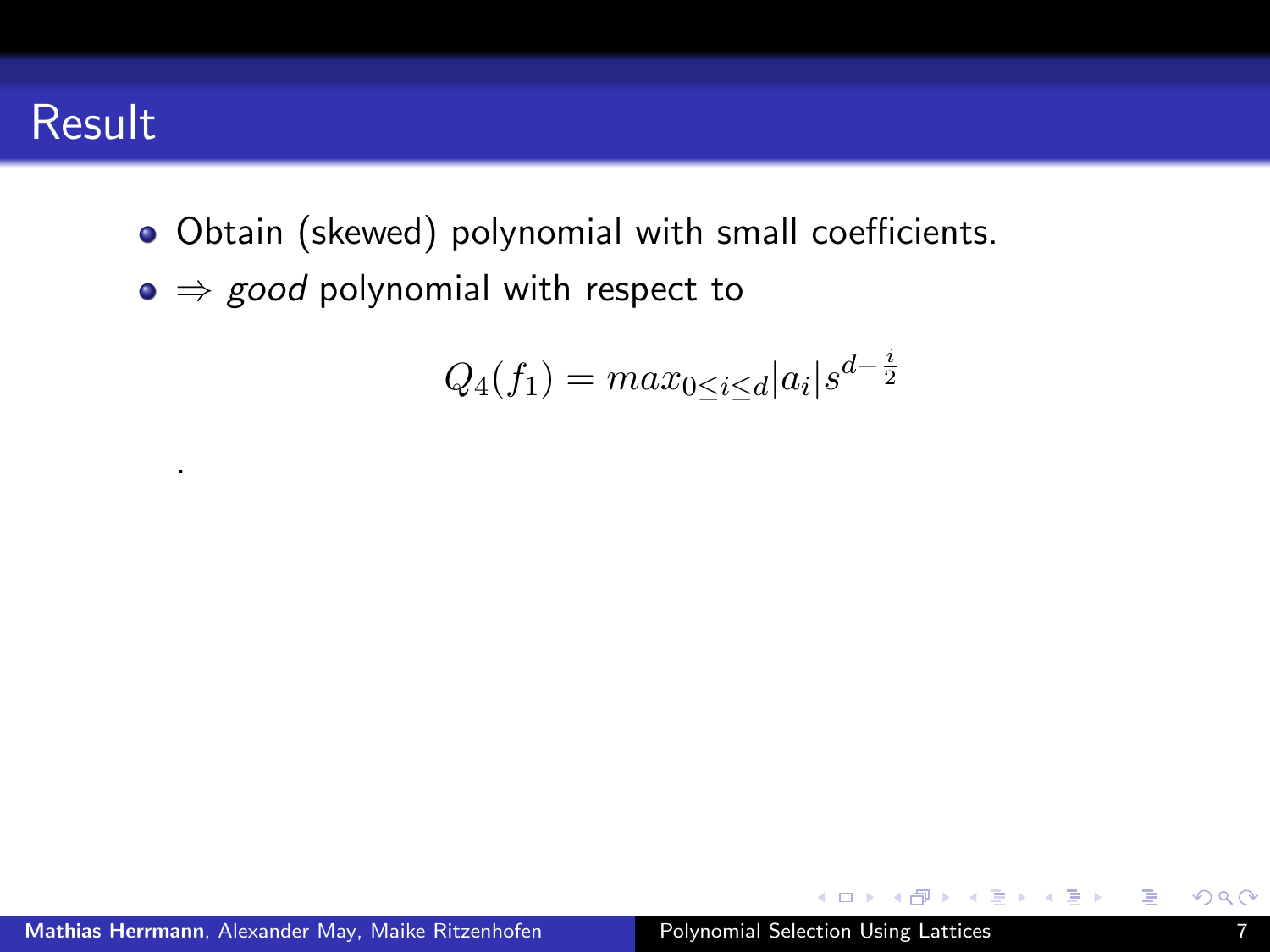# Result

- Obtain (skewed) polynomial with small coefficients.
- $\Rightarrow$ *good* polynomial with respect to

$$Q_4(f_1) = max_{0 \leq i \leq d} |a_i| s^{d-\frac{i}{2}}$$

.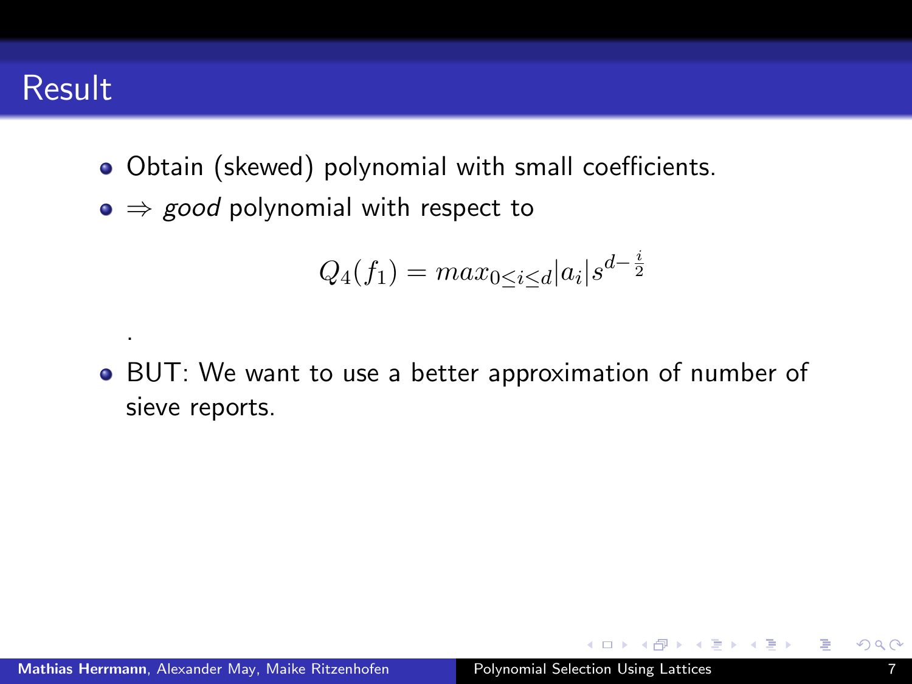# Result

- Obtain (skewed) polynomial with small coefficients.
- $\Rightarrow$ *good* polynomial with respect to

$$Q_4(f_1) = max_{0 \leq i \leq d} |a_i| s^{d - \frac{i}{2}}$$

.

- BUT: We want to use a better approximation of number of sieve reports.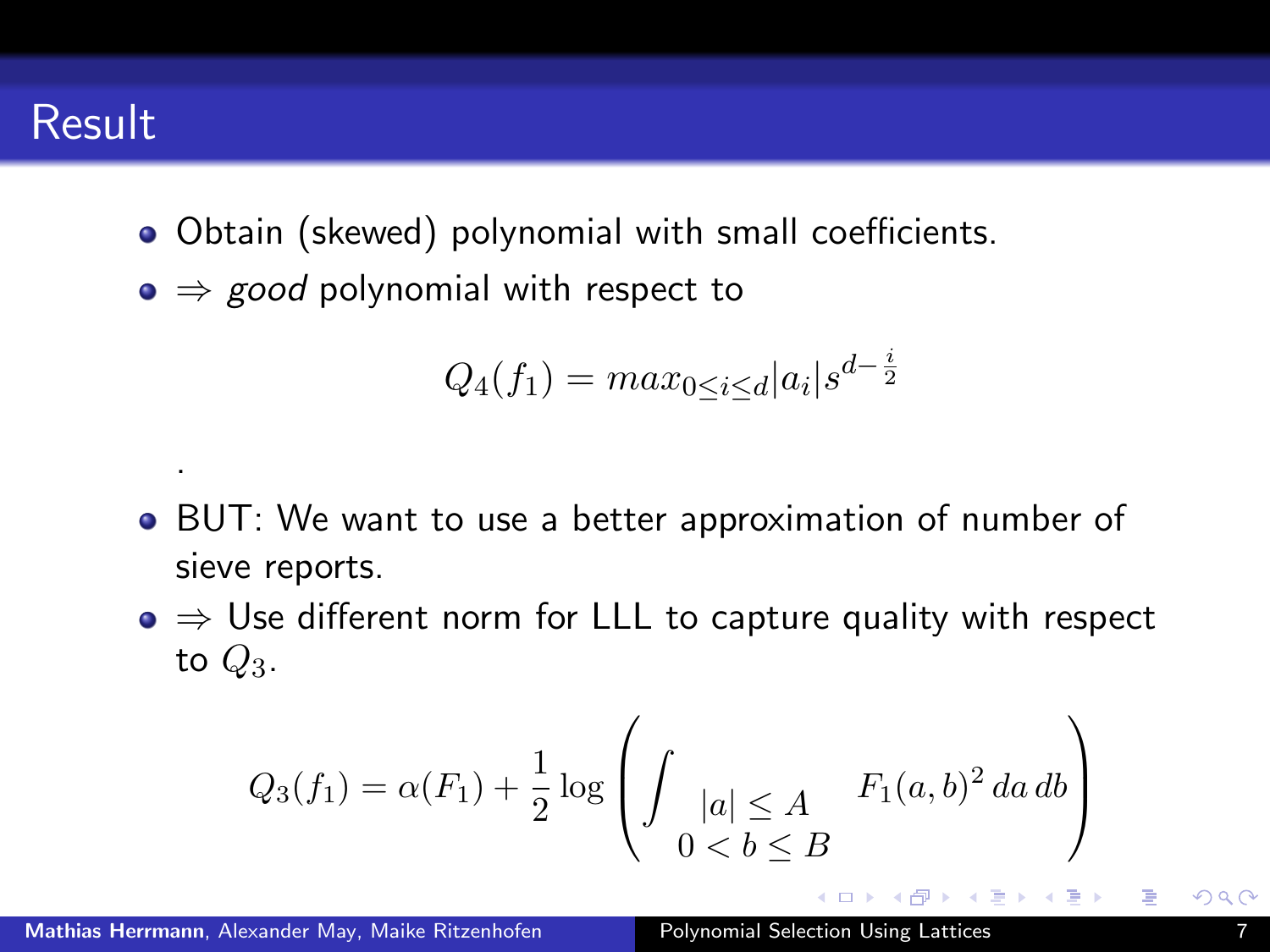# Result

- Obtain (skewed) polynomial with small coefficients.
- $\Rightarrow$ *good* polynomial with respect to

$$Q_4(f_1) = max_{0 \leq i \leq d} |a_i| s^{d - \frac{i}{2}}$$

.

- BUT: We want to use a better approximation of number of sieve reports.
- $\Rightarrow$ Use different norm for LLL to capture quality with respect to $Q_3$.

$$Q_3(f_1) = \alpha(F_1) + \frac{1}{2} \log \left( \int_{\substack{|a| \leq A \\ 0 < b \leq B}} F_1(a,b)^2 \, da \, db \right)$$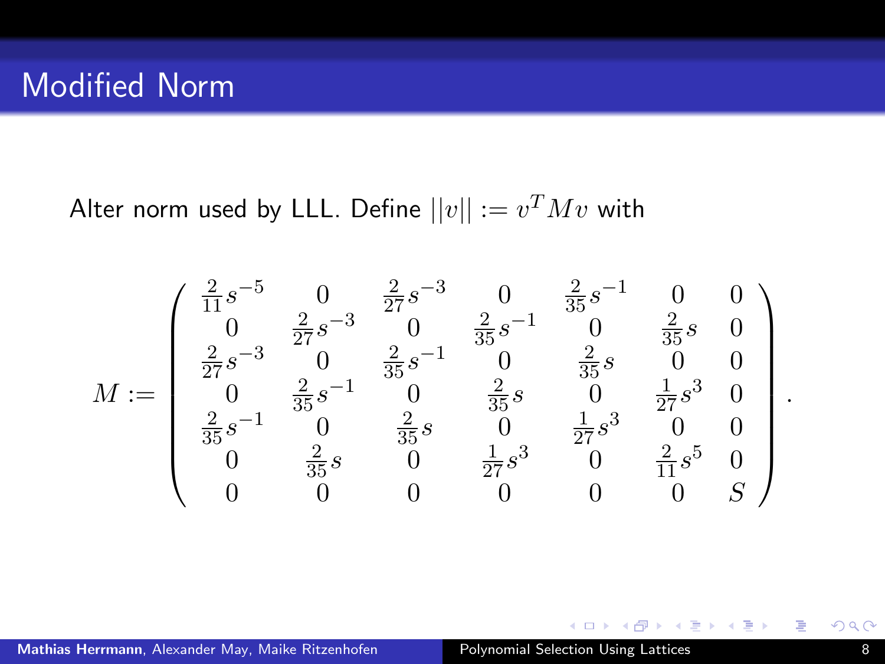# Modified Norm

Alter norm used by LLL. Define $||v|| := v^T M v$ with

$$
M := \begin{pmatrix}
\frac{2}{11}s^{-5} & 0 & \frac{2}{27}s^{-3} & 0 & \frac{2}{35}s^{-1} & 0 & 0 \\
0 & \frac{2}{27}s^{-3} & 0 & \frac{2}{35}s^{-1} & 0 & \frac{2}{35}s & 0 \\
\frac{2}{27}s^{-3} & 0 & \frac{2}{35}s^{-1} & 0 & \frac{2}{35}s & 0 & 0 \\
0 & \frac{2}{35}s^{-1} & 0 & \frac{2}{35}s & 0 & \frac{1}{27}s^{3} & 0 \\
\frac{2}{35}s^{-1} & 0 & \frac{2}{35}s & 0 & \frac{1}{27}s^{3} & 0 & 0 \\
0 & \frac{2}{35}s & 0 & \frac{1}{27}s^{3} & 0 & \frac{2}{11}s^{5} & 0 \\
0 & 0 & 0 & 0 & 0 & 0 & S
\end{pmatrix}.
$$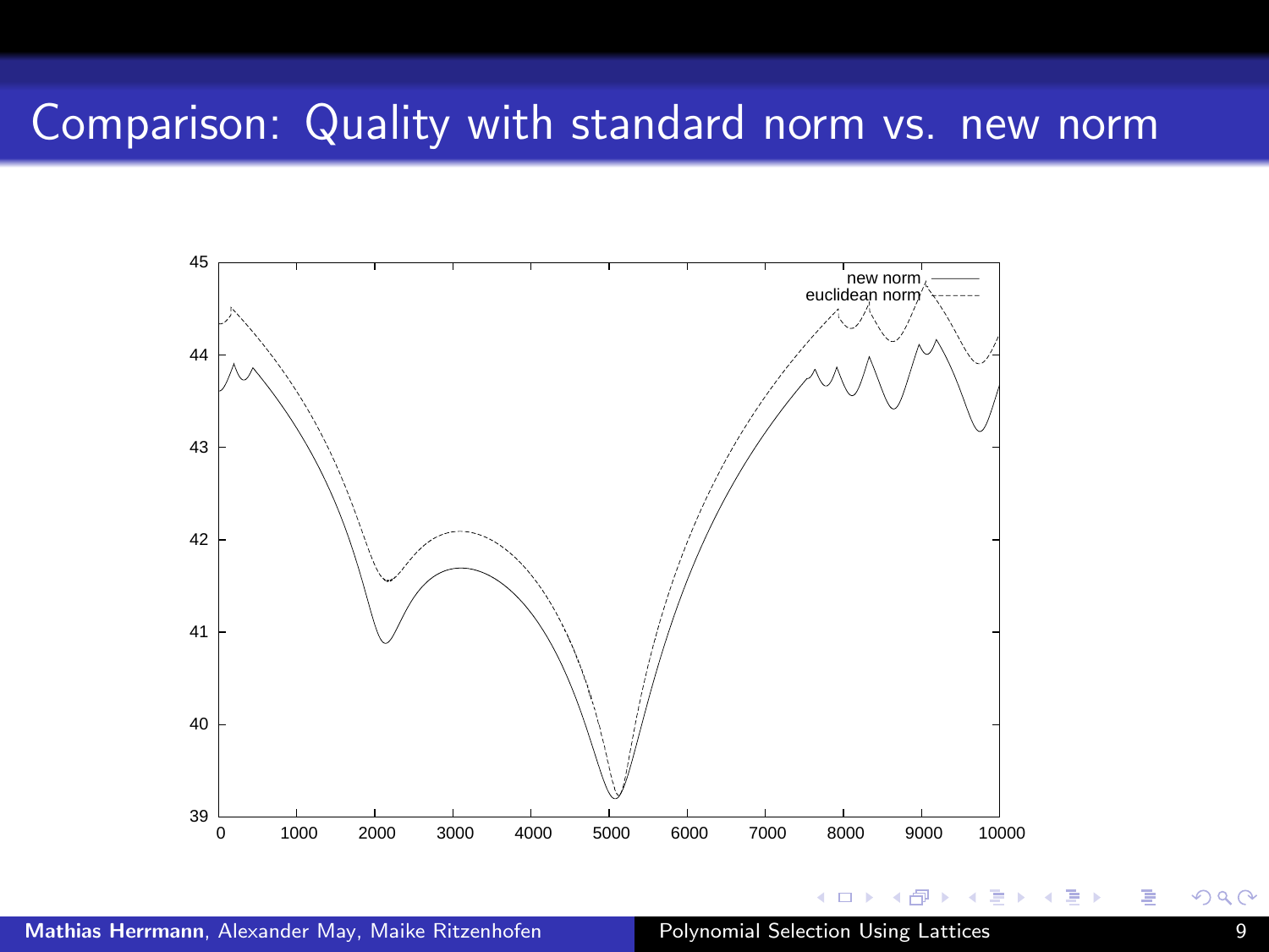# Comparison: Quality with standard norm vs. new norm

45
44
43
42
41
40
39

0 1000 2000 3000 4000 5000 6000 7000 8000 9000 10000

new norm
euclidean norm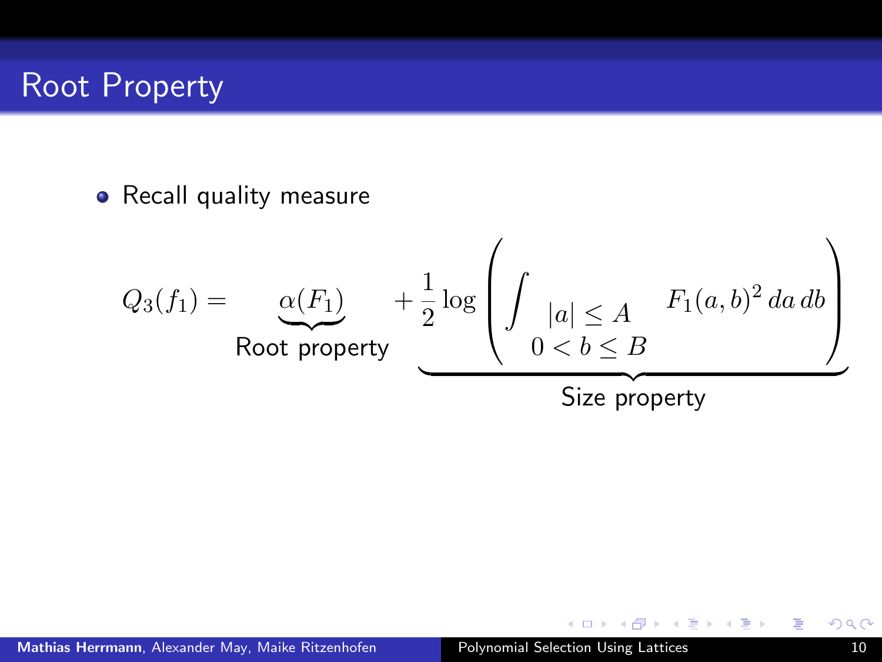# Root Property

- Recall quality measure

$$Q_3(f_1) = \underbrace{\alpha(F_1)}_{\text{Root property}} + \underbrace{\frac{1}{2}\log\left(\int_{\substack{|a| \leq A \\ 0 < b \leq B}} F_1(a,b)^2 \, da \, db\right)}_{\text{Size property}}$$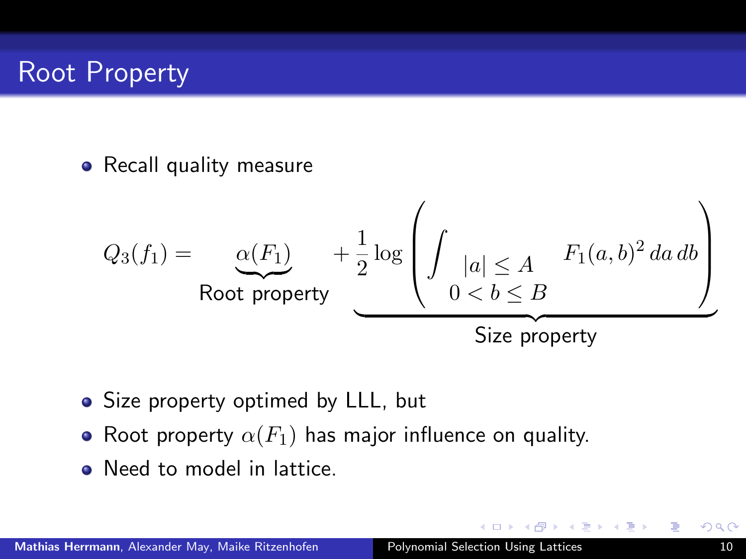# Root Property

- Recall quality measure

$$Q_3(f_1) = \underbrace{\alpha(F_1)}_{\text{Root property}} + \underbrace{\frac{1}{2}\log\left(\int_{\substack{|a| \leq A \\ 0 < b \leq B}} F_1(a,b)^2 \, da \, db\right)}_{\text{Size property}}$$

- Size property optimed by LLL, but
- Root property $\alpha(F_1)$ has major influence on quality.
- Need to model in lattice.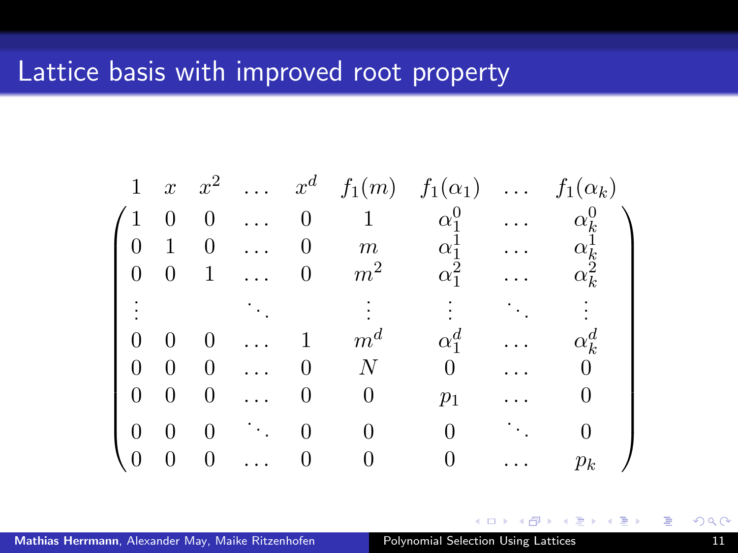# Lattice basis with improved root property

$$
\begin{array}{ccccccccc}
1 & x & x^2 & \dots & x^d & f_1(m) & f_1(\alpha_1) & \dots & f_1(\alpha_k)
\end{array}
$$

$$
\begin{pmatrix}
1 & 0 & 0 & \dots & 0 & 1 & \alpha_1^0 & \dots & \alpha_k^0 \\
0 & 1 & 0 & \dots & 0 & m & \alpha_1^1 & \dots & \alpha_k^1 \\
0 & 0 & 1 & \dots & 0 & m^2 & \alpha_1^2 & \dots & \alpha_k^2 \\
\vdots & & & \ddots & & \vdots & \vdots & \ddots & \vdots \\
0 & 0 & 0 & \dots & 1 & m^d & \alpha_1^d & \dots & \alpha_k^d \\
0 & 0 & 0 & \dots & 0 & N & 0 & \dots & 0 \\
0 & 0 & 0 & \dots & 0 & 0 & p_1 & \dots & 0 \\
0 & 0 & 0 & \ddots & 0 & 0 & 0 & \ddots & 0 \\
0 & 0 & 0 & \dots & 0 & 0 & 0 & \dots & p_k
\end{pmatrix}
$$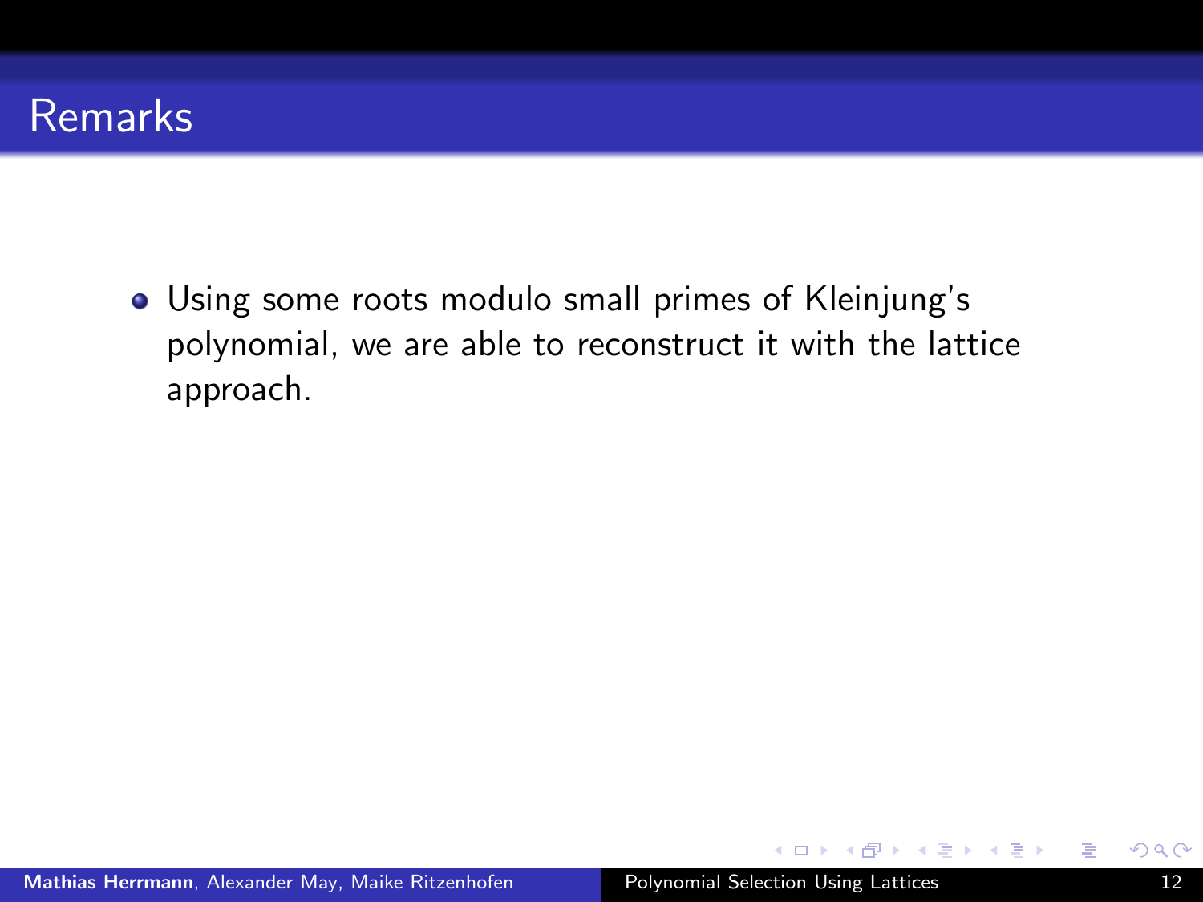# Remarks

- Using some roots modulo small primes of Kleinjung's polynomial, we are able to reconstruct it with the lattice approach.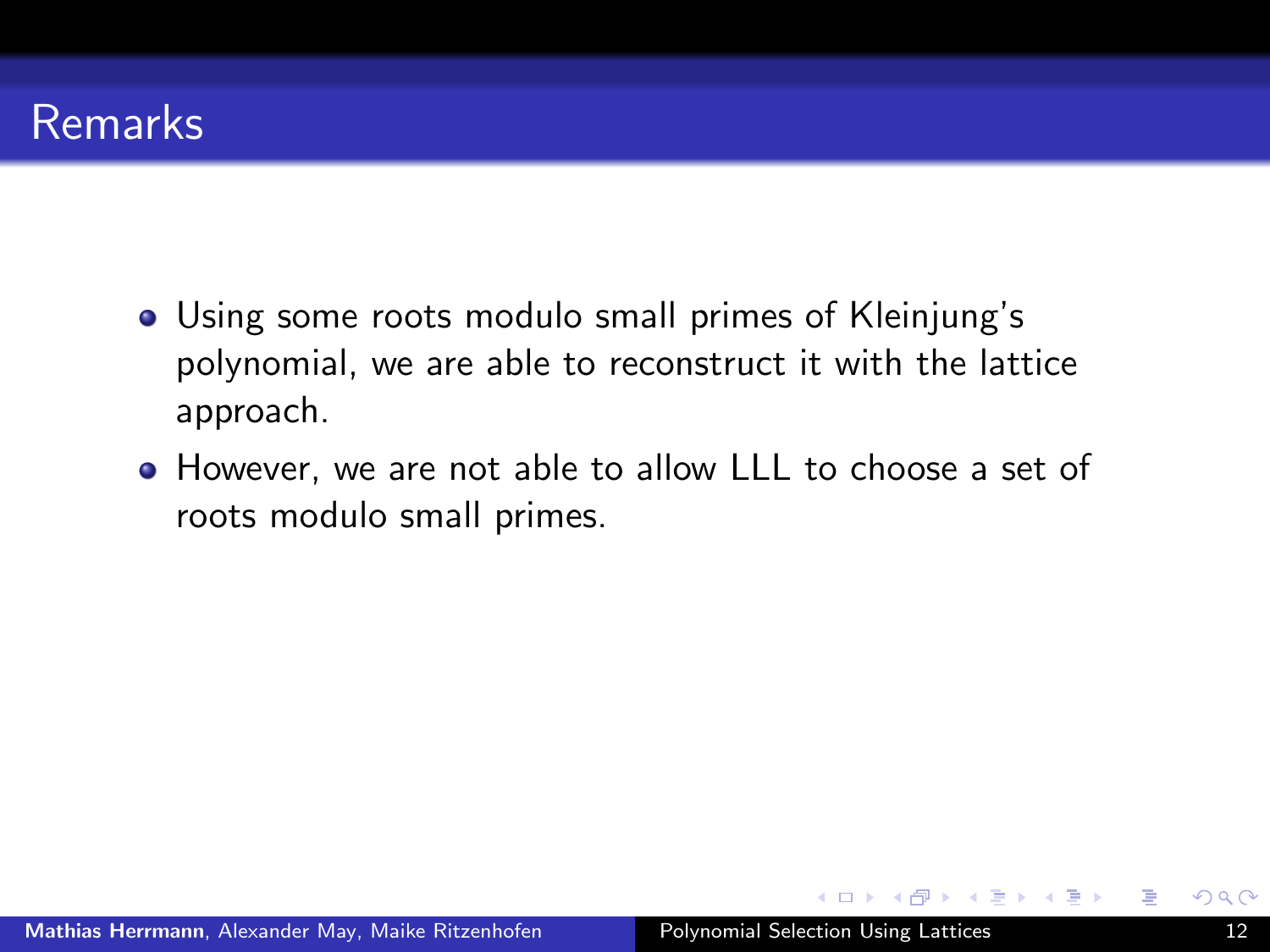# Remarks

- Using some roots modulo small primes of Kleinjung's polynomial, we are able to reconstruct it with the lattice approach.
- However, we are not able to allow LLL to choose a set of roots modulo small primes.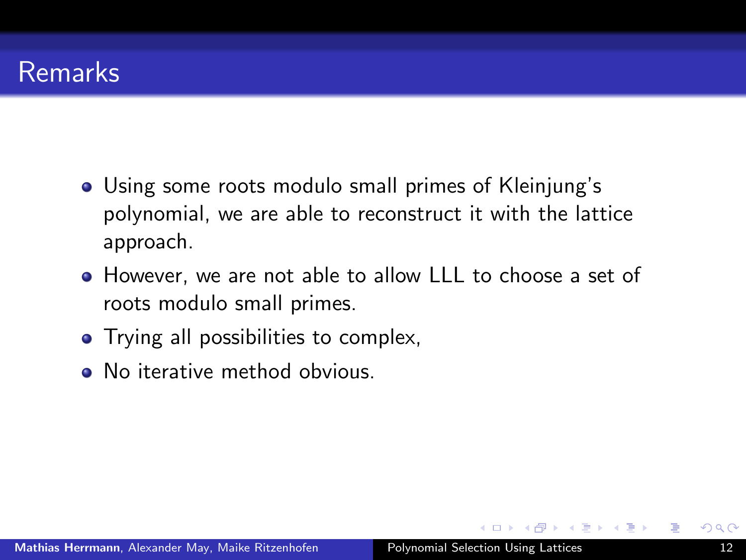# Remarks

- Using some roots modulo small primes of Kleinjung's polynomial, we are able to reconstruct it with the lattice approach.
- However, we are not able to allow LLL to choose a set of roots modulo small primes.
- Trying all possibilities to complex,
- No iterative method obvious.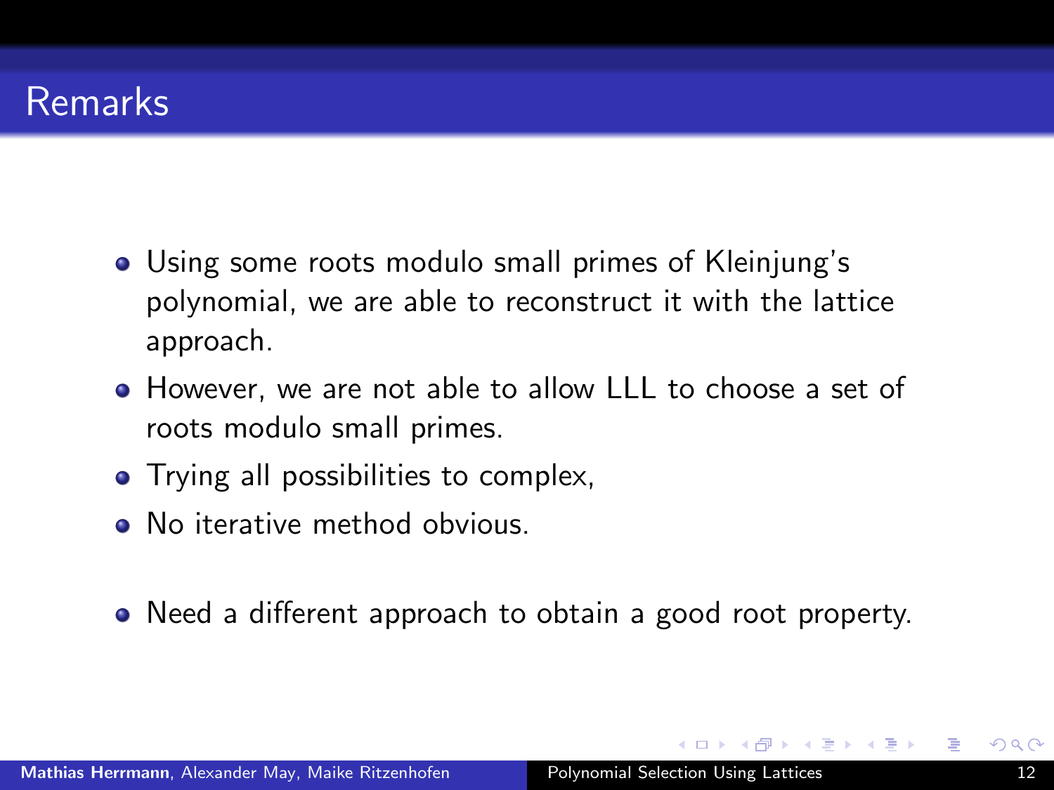# Remarks

- Using some roots modulo small primes of Kleinjung's polynomial, we are able to reconstruct it with the lattice approach.
- However, we are not able to allow LLL to choose a set of roots modulo small primes.
- Trying all possibilities to complex,
- No iterative method obvious.

- Need a different approach to obtain a good root property.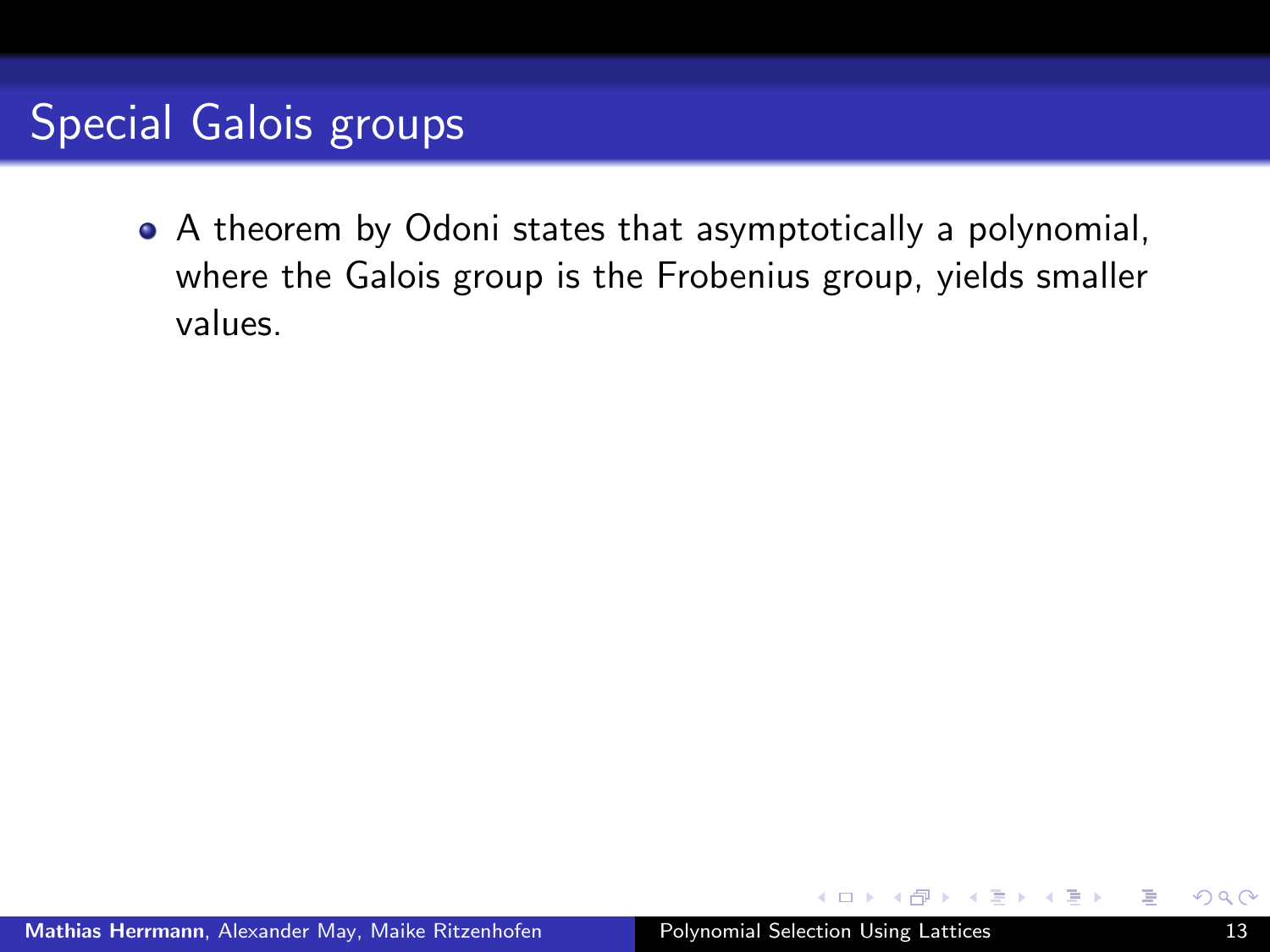# Special Galois groups

- A theorem by Odoni states that asymptotically a polynomial, where the Galois group is the Frobenius group, yields smaller values.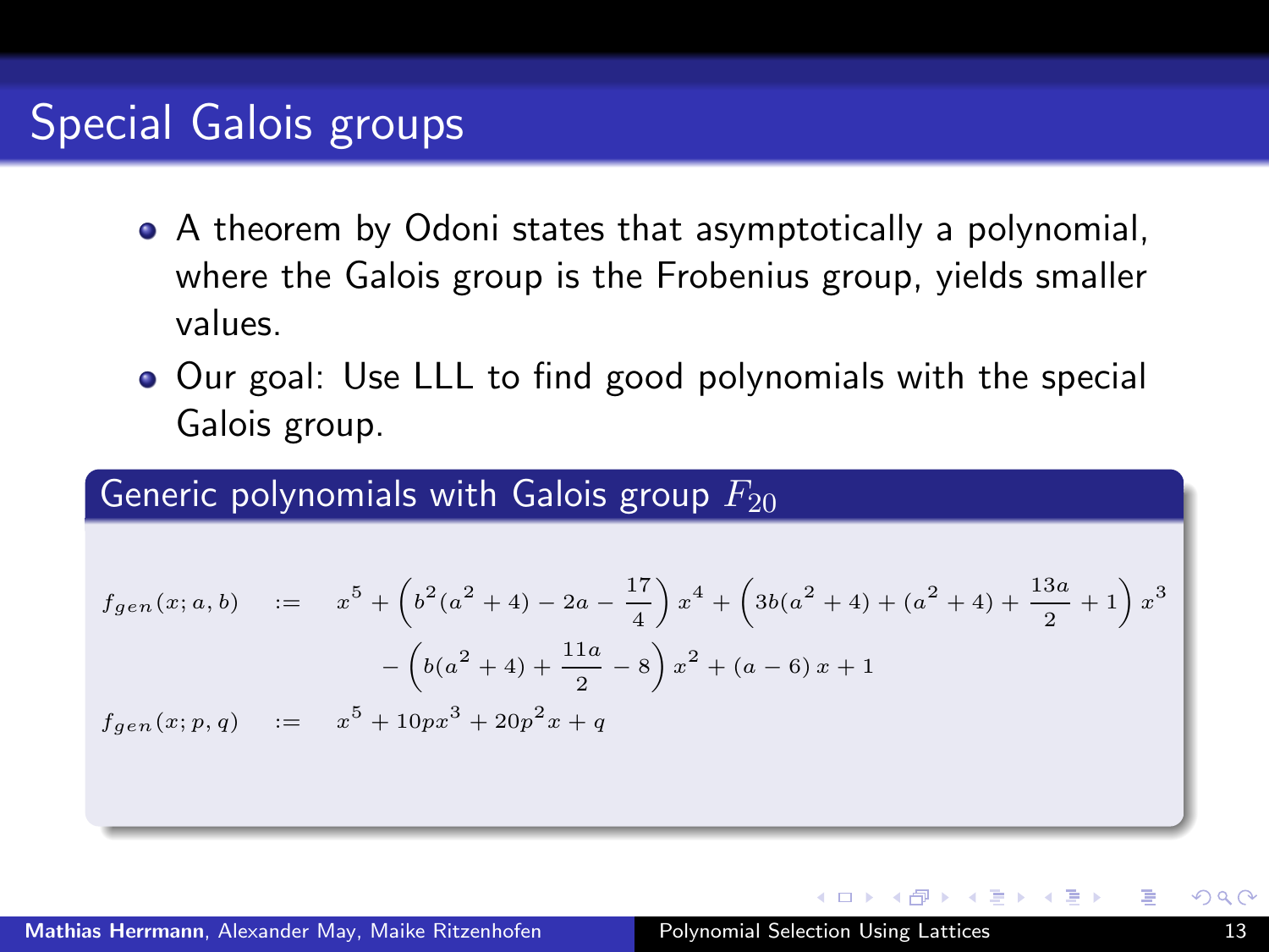# Special Galois groups

- A theorem by Odoni states that asymptotically a polynomial, where the Galois group is the Frobenius group, yields smaller values.
- Our goal: Use LLL to find good polynomials with the special Galois group.

### Generic polynomials with Galois group $F_{20}$

$$
\begin{aligned}
f_{gen}(x;a,b) \quad &:= \quad x^5 + \left(b^2(a^2+4) - 2a - \frac{17}{4}\right)x^4 + \left(3b(a^2+4) + (a^2+4) + \frac{13a}{2} + 1\right)x^3 \\
&\qquad - \left(b(a^2+4) + \frac{11a}{2} - 8\right)x^2 + (a-6)\,x + 1 \\
f_{gen}(x;p,q) \quad &:= \quad x^5 + 10px^3 + 20p^2x + q
\end{aligned}
$$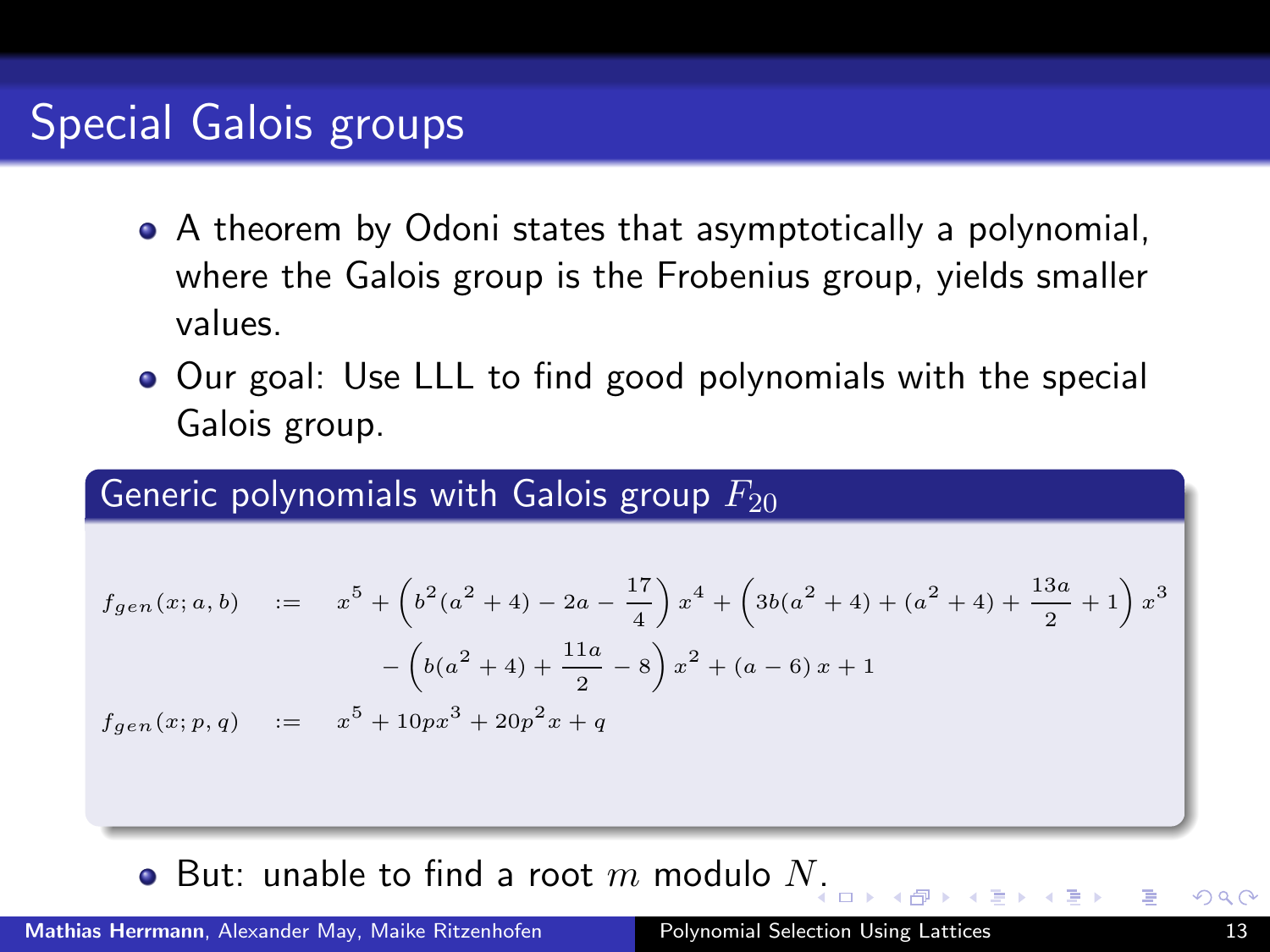# Special Galois groups

- A theorem by Odoni states that asymptotically a polynomial, where the Galois group is the Frobenius group, yields smaller values.
- Our goal: Use LLL to find good polynomials with the special Galois group.

**Generic polynomials with Galois group $F_{20}$**

$$
\begin{aligned}
f_{gen}(x;a,b) \quad &:= \quad x^5 + \left(b^2(a^2+4) - 2a - \frac{17}{4}\right)x^4 + \left(3b(a^2+4) + (a^2+4) + \frac{13a}{2} + 1\right)x^3 \\
&\qquad - \left(b(a^2+4) + \frac{11a}{2} - 8\right)x^2 + (a-6)\,x + 1 \\
f_{gen}(x;p,q) \quad &:= \quad x^5 + 10px^3 + 20p^2x + q
\end{aligned}
$$

- But: unable to find a root $m$ modulo $N$.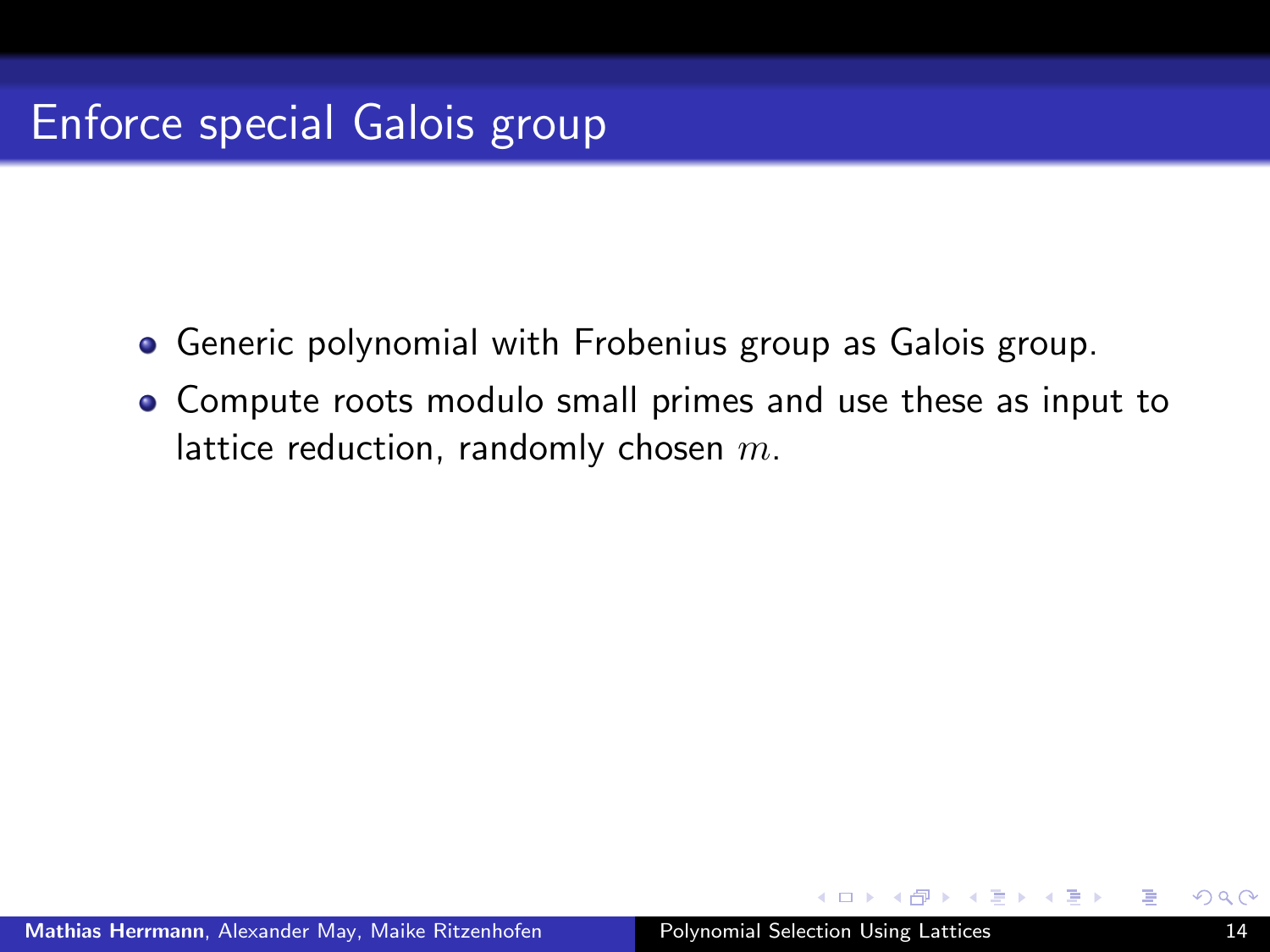# Enforce special Galois group

- Generic polynomial with Frobenius group as Galois group.
- Compute roots modulo small primes and use these as input to lattice reduction, randomly chosen $m$.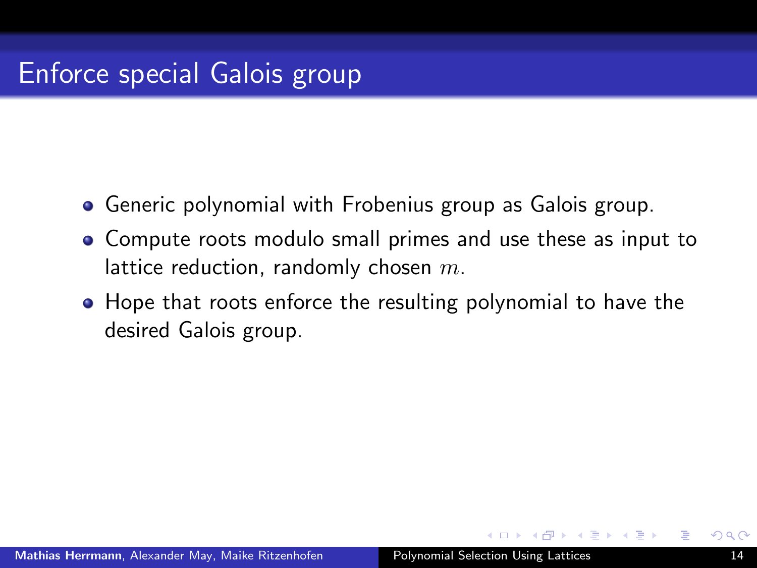# Enforce special Galois group

- Generic polynomial with Frobenius group as Galois group.
- Compute roots modulo small primes and use these as input to lattice reduction, randomly chosen $m$.
- Hope that roots enforce the resulting polynomial to have the desired Galois group.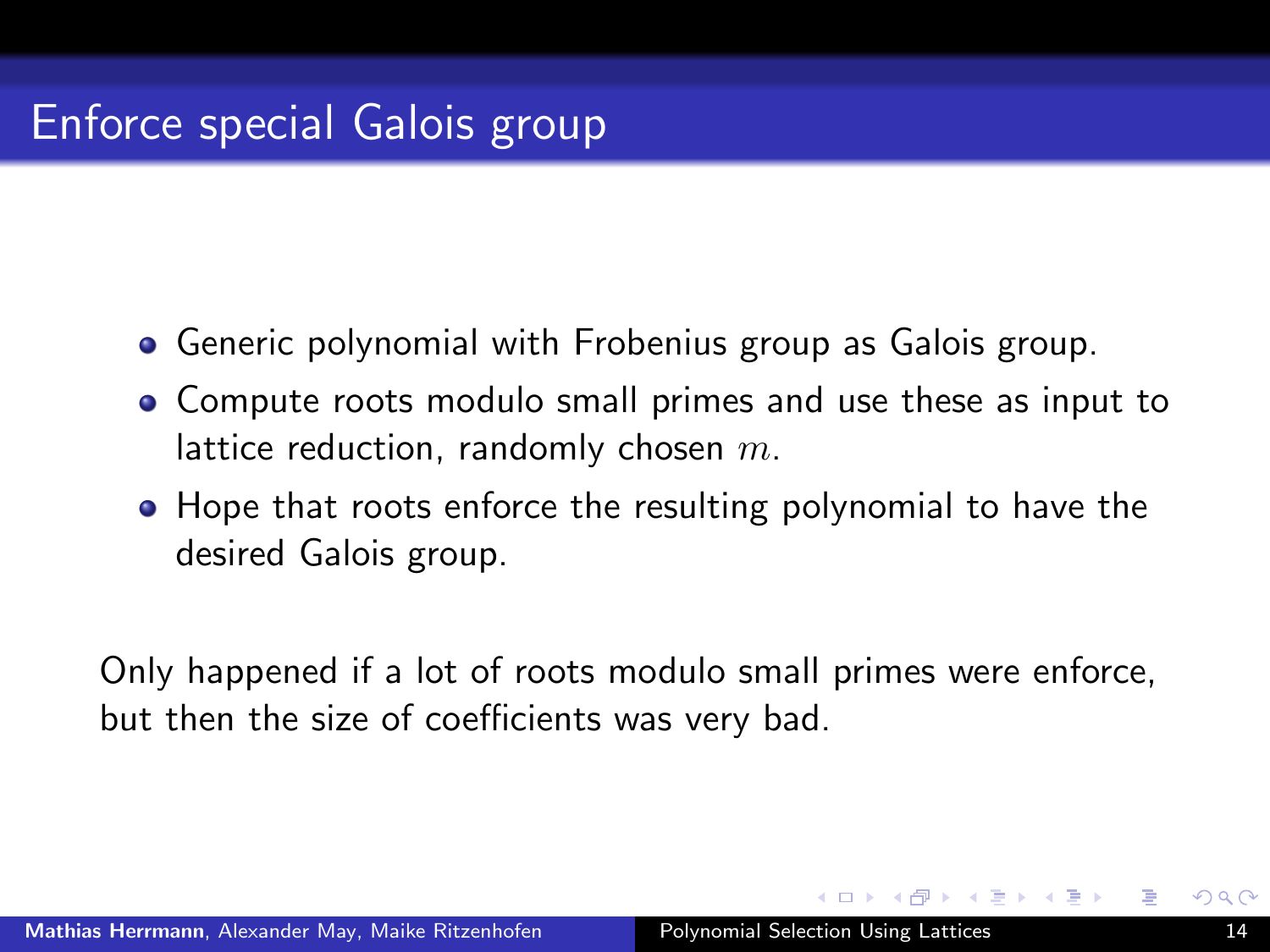# Enforce special Galois group

- Generic polynomial with Frobenius group as Galois group.
- Compute roots modulo small primes and use these as input to lattice reduction, randomly chosen $m$.
- Hope that roots enforce the resulting polynomial to have the desired Galois group.

Only happened if a lot of roots modulo small primes were enforce, but then the size of coefficients was very bad.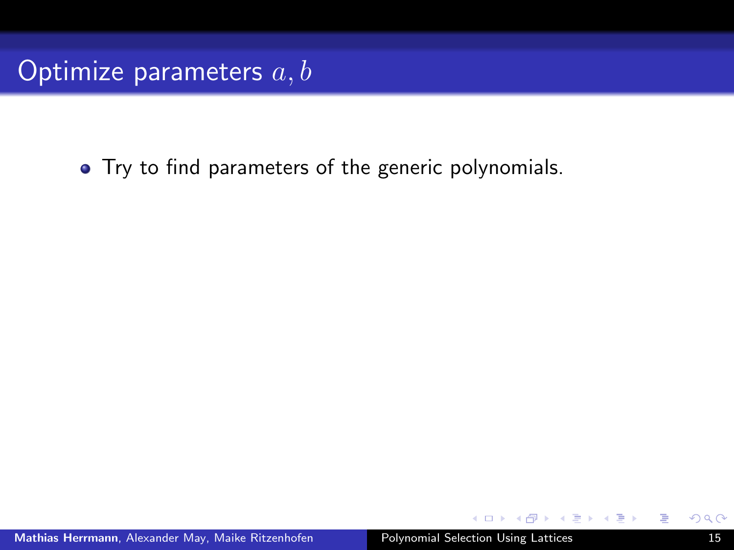# Optimize parameters $a, b$

- Try to find parameters of the generic polynomials.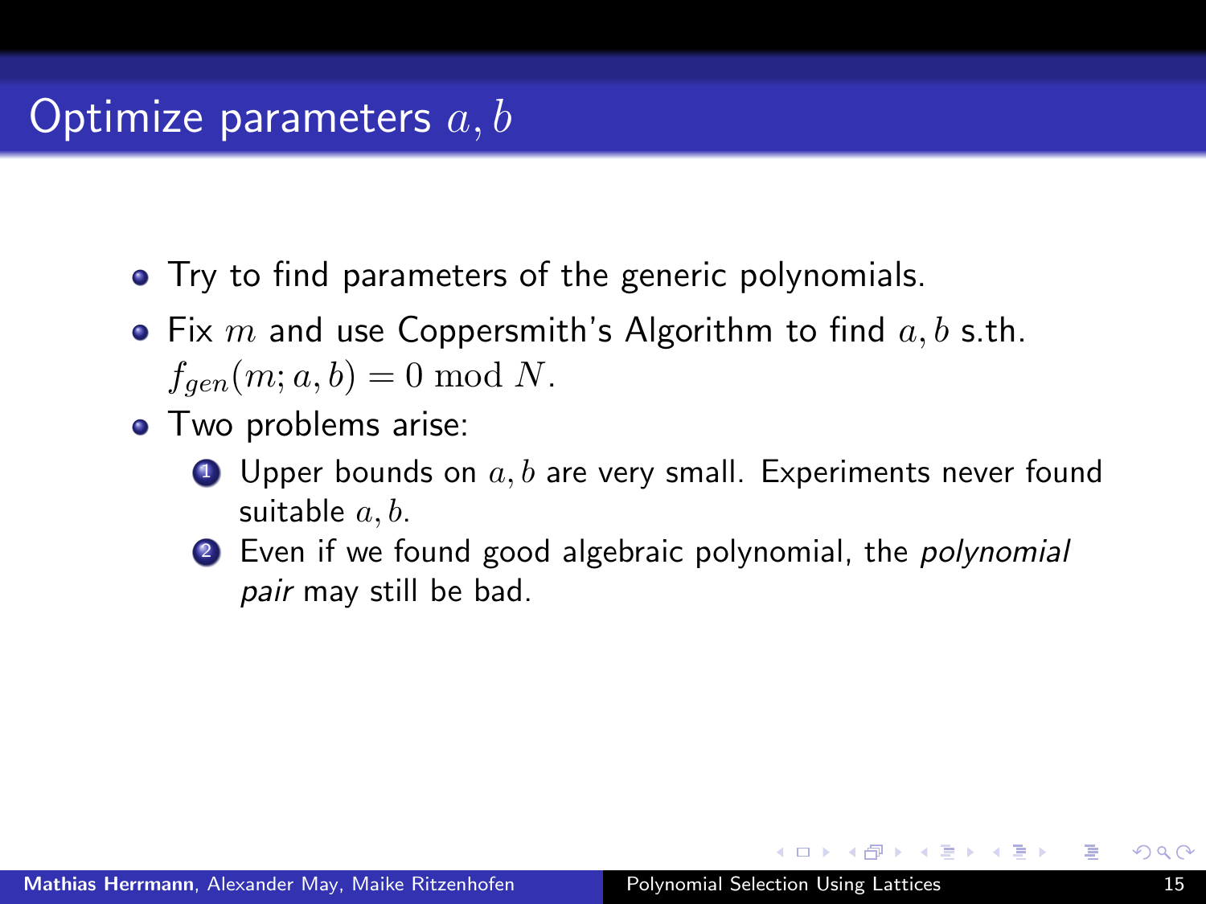# Optimize parameters $a, b$

- Try to find parameters of the generic polynomials.
- Fix $m$ and use Coppersmith's Algorithm to find $a, b$ s.th. $f_{gen}(m; a, b) = 0 \bmod N$.
- Two problems arise:
  1. Upper bounds on $a, b$ are very small. Experiments never found suitable $a, b$.
  2. Even if we found good algebraic polynomial, the *polynomial pair* may still be bad.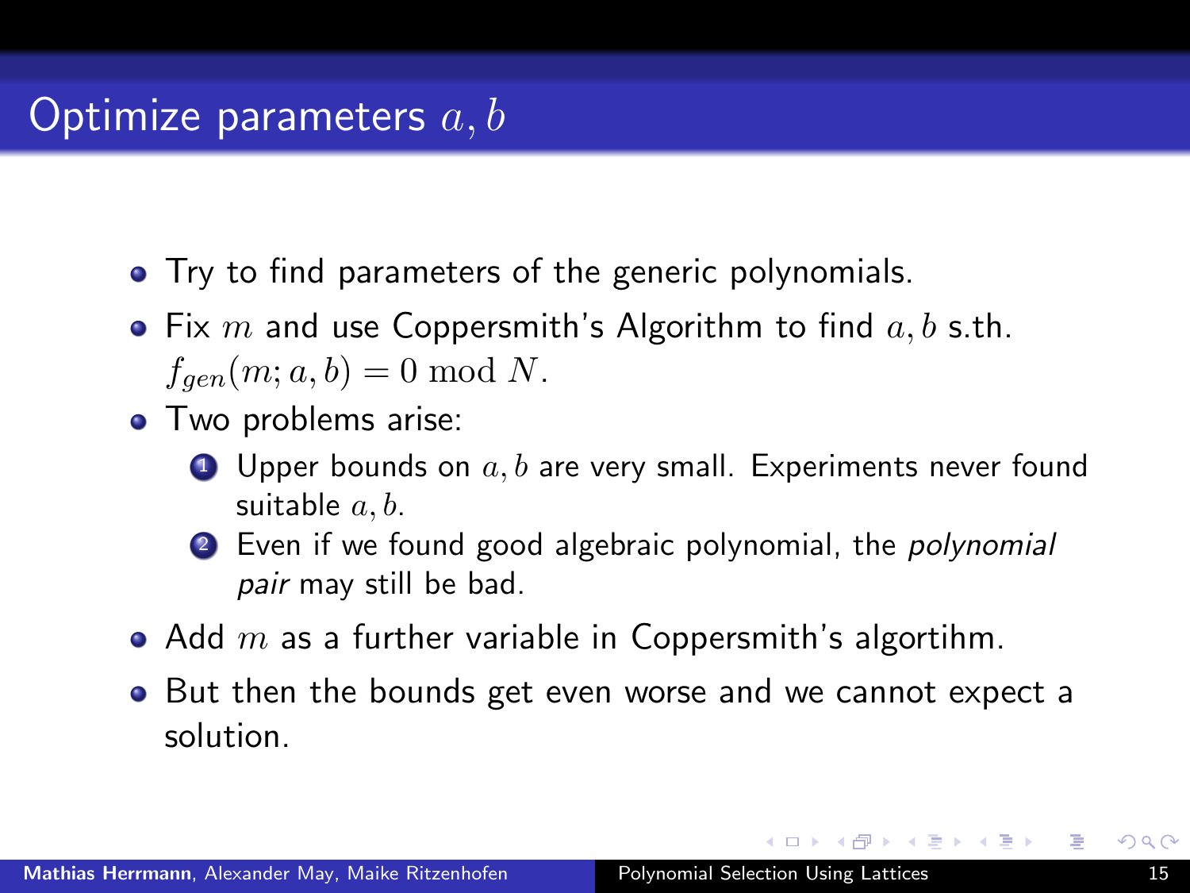# Optimize parameters $a, b$

- Try to find parameters of the generic polynomials.
- Fix $m$ and use Coppersmith's Algorithm to find $a, b$ s.th. $f_{gen}(m; a, b) = 0 \bmod N$.
- Two problems arise:
  1. Upper bounds on $a, b$ are very small. Experiments never found suitable $a, b$.
  2. Even if we found good algebraic polynomial, the *polynomial pair* may still be bad.
- Add $m$ as a further variable in Coppersmith's algortihm.
- But then the bounds get even worse and we cannot expect a solution.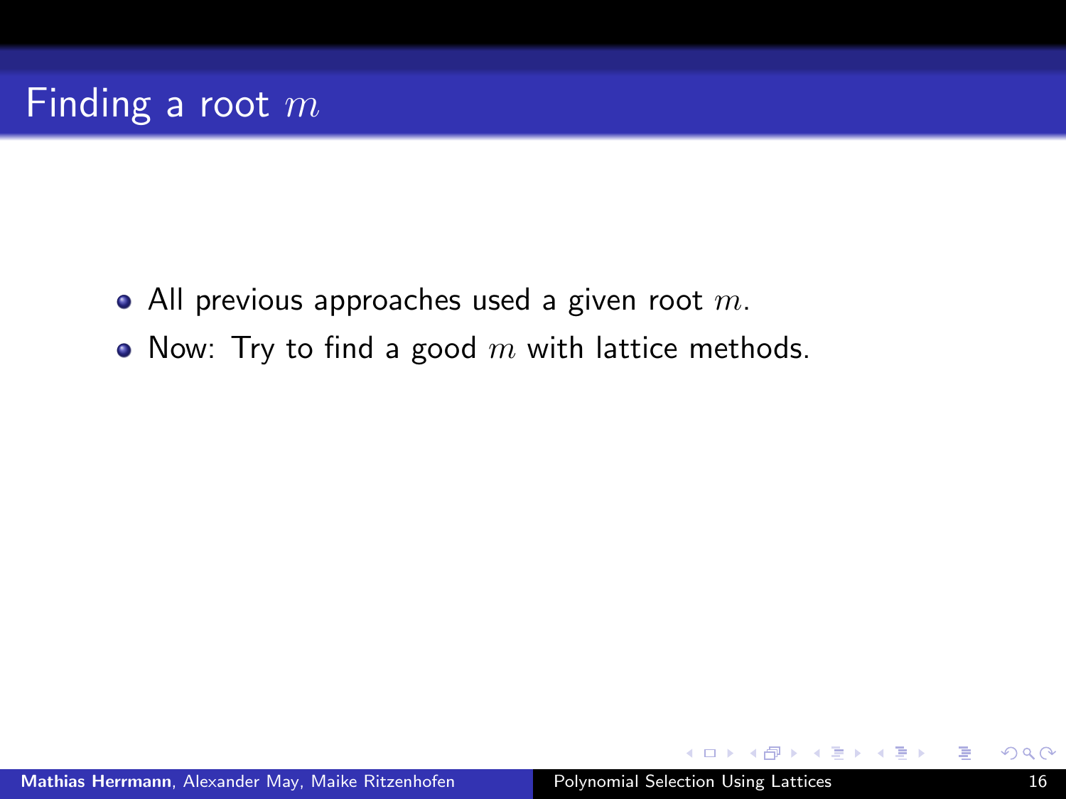# Finding a root $m$

- All previous approaches used a given root $m$.
- Now: Try to find a good $m$ with lattice methods.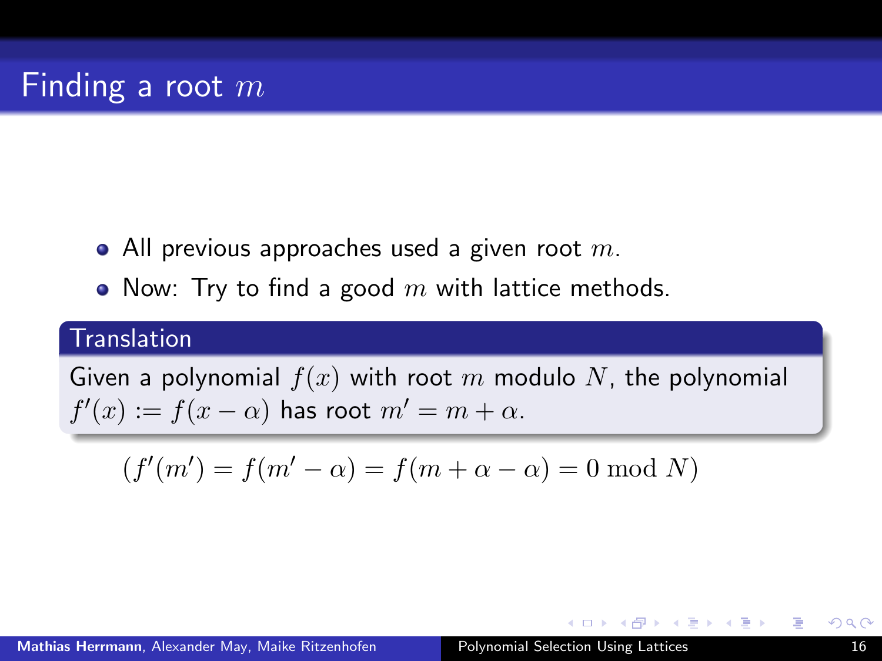# Finding a root $m$

- All previous approaches used a given root $m$.
- Now: Try to find a good $m$ with lattice methods.

**Translation**

Given a polynomial $f(x)$ with root $m$ modulo $N$, the polynomial $f'(x) := f(x - \alpha)$ has root $m' = m + \alpha$.

$$(f'(m') = f(m' - \alpha) = f(m + \alpha - \alpha) = 0 \bmod N)$$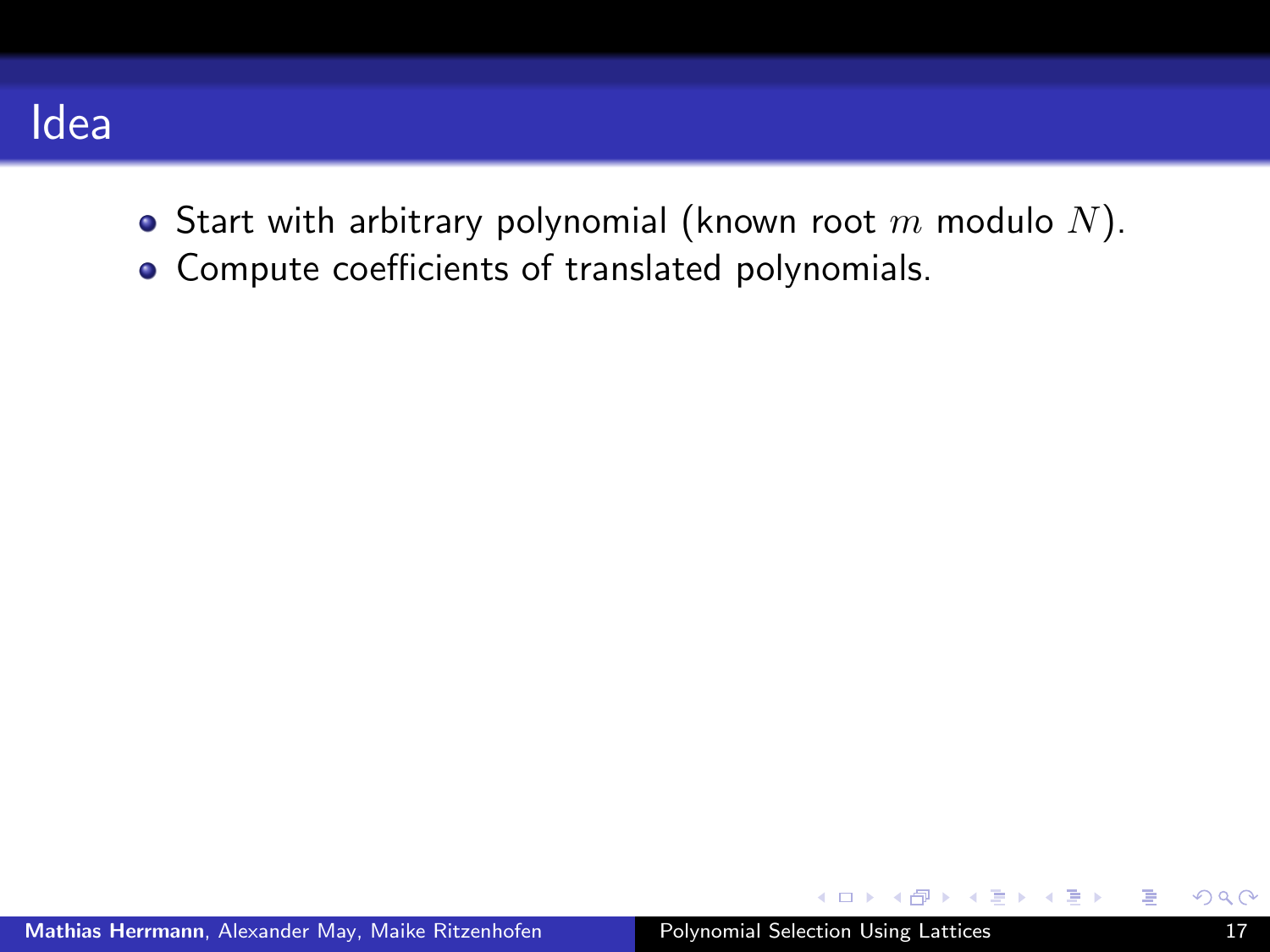# Idea

- Start with arbitrary polynomial (known root $m$ modulo $N$).
- Compute coefficients of translated polynomials.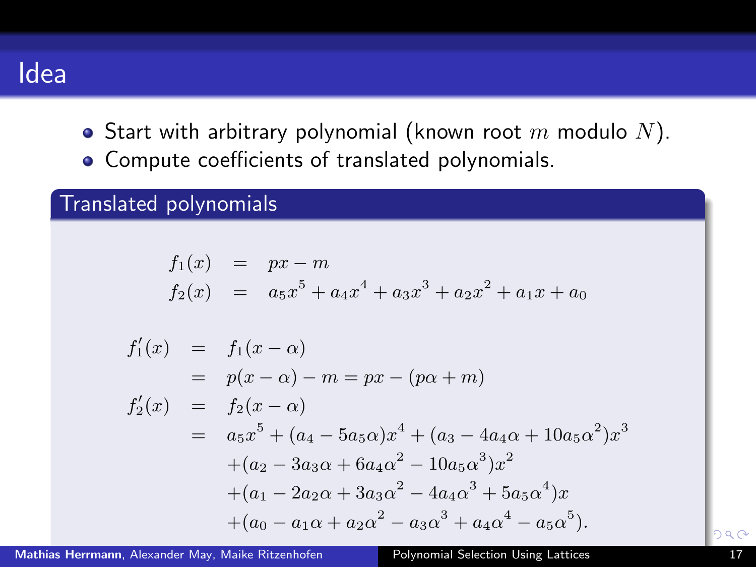# Idea

- Start with arbitrary polynomial (known root $m$ modulo $N$).
- Compute coefficients of translated polynomials.

## Translated polynomials

$$
\begin{aligned}
f_1(x) &= px - m \\
f_2(x) &= a_5x^5 + a_4x^4 + a_3x^3 + a_2x^2 + a_1x + a_0
\end{aligned}
$$

$$
\begin{aligned}
f_1'(x) &= f_1(x-\alpha) \\
&= p(x-\alpha) - m = px - (p\alpha + m) \\
f_2'(x) &= f_2(x-\alpha) \\
&= a_5x^5 + (a_4 - 5a_5\alpha)x^4 + (a_3 - 4a_4\alpha + 10a_5\alpha^2)x^3 \\
&\quad + (a_2 - 3a_3\alpha + 6a_4\alpha^2 - 10a_5\alpha^3)x^2 \\
&\quad + (a_1 - 2a_2\alpha + 3a_3\alpha^2 - 4a_4\alpha^3 + 5a_5\alpha^4)x \\
&\quad + (a_0 - a_1\alpha + a_2\alpha^2 - a_3\alpha^3 + a_4\alpha^4 - a_5\alpha^5).
\end{aligned}
$$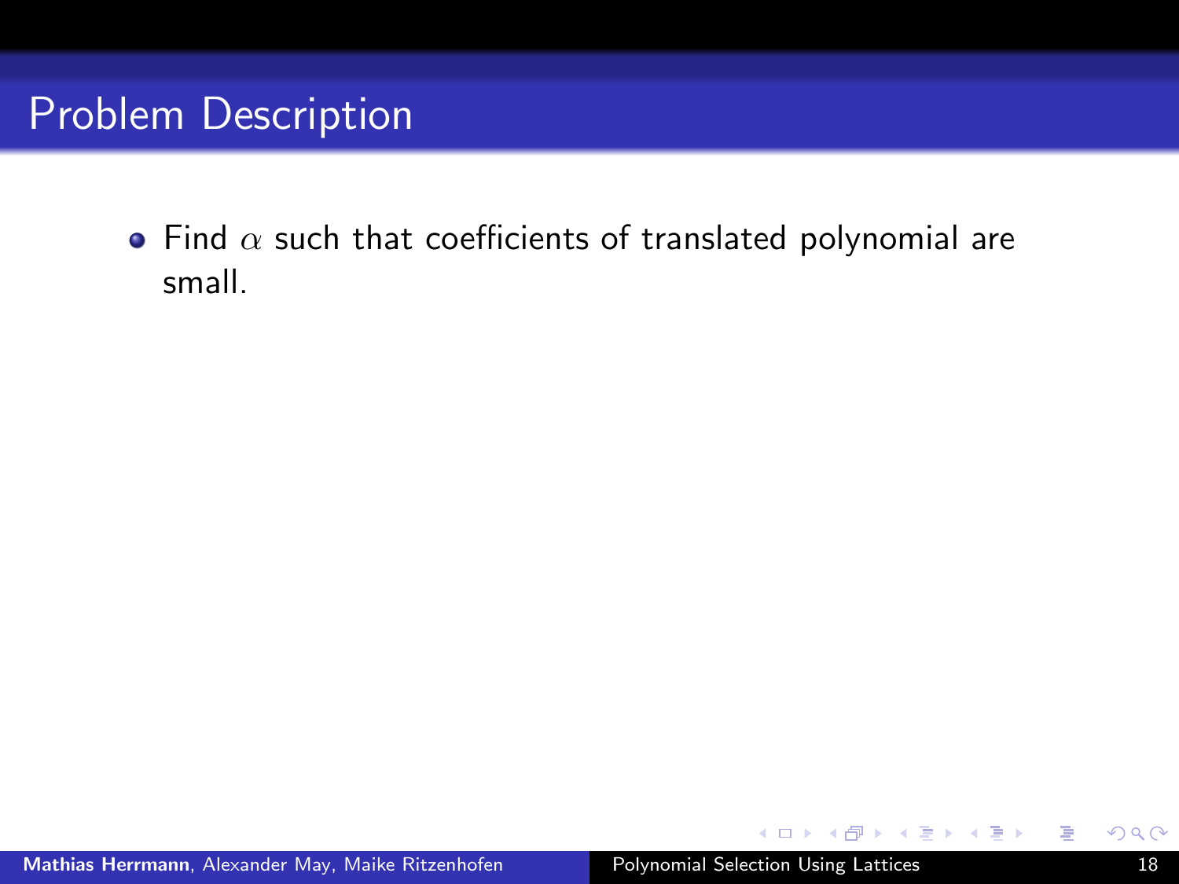# Problem Description

- Find $\alpha$ such that coefficients of translated polynomial are small.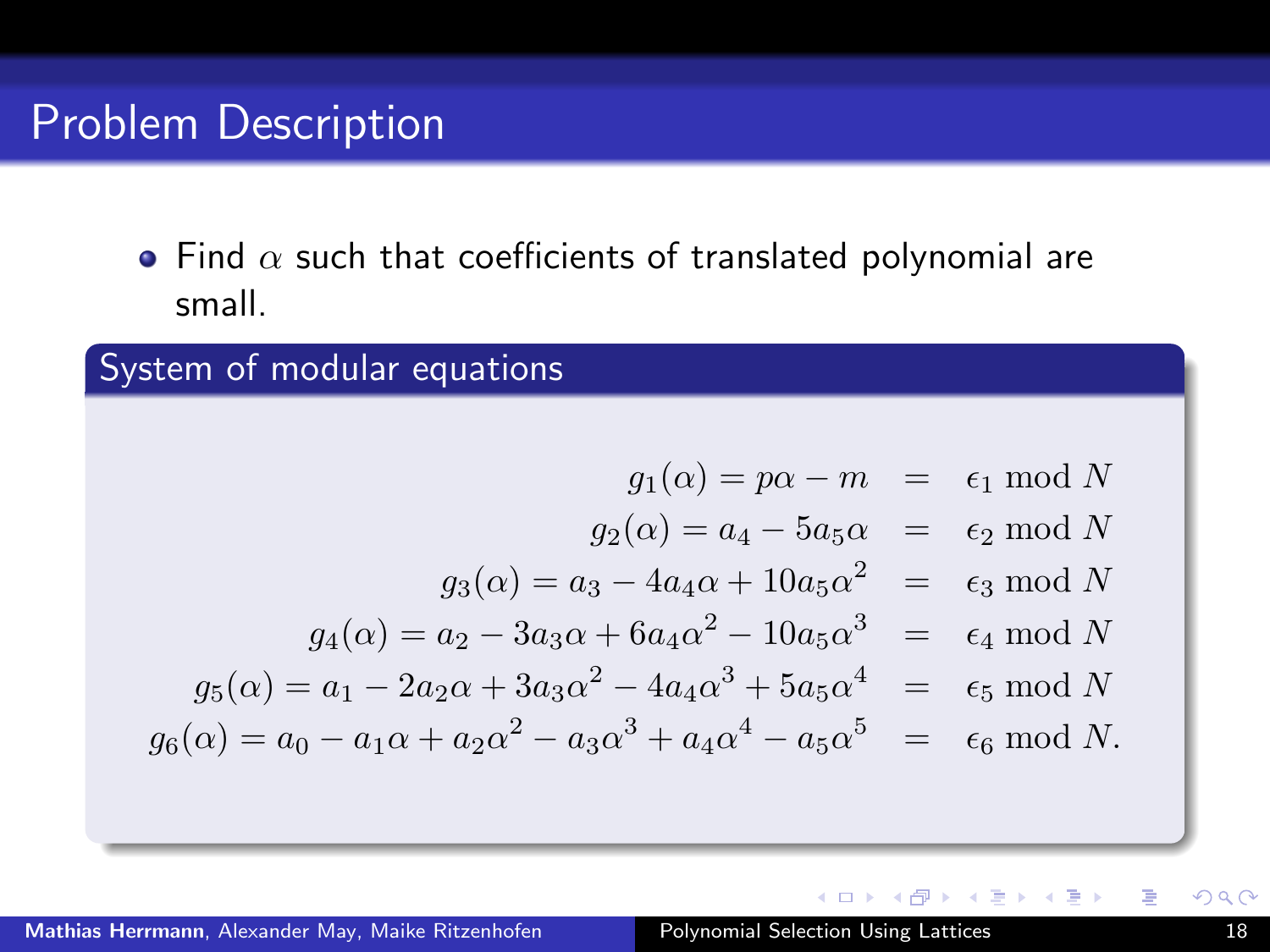# Problem Description

- Find $\alpha$ such that coefficients of translated polynomial are small.

### System of modular equations

$$
\begin{aligned}
g_1(\alpha) = p\alpha - m &= \epsilon_1 \bmod N \\
g_2(\alpha) = a_4 - 5a_5\alpha &= \epsilon_2 \bmod N \\
g_3(\alpha) = a_3 - 4a_4\alpha + 10a_5\alpha^2 &= \epsilon_3 \bmod N \\
g_4(\alpha) = a_2 - 3a_3\alpha + 6a_4\alpha^2 - 10a_5\alpha^3 &= \epsilon_4 \bmod N \\
g_5(\alpha) = a_1 - 2a_2\alpha + 3a_3\alpha^2 - 4a_4\alpha^3 + 5a_5\alpha^4 &= \epsilon_5 \bmod N \\
g_6(\alpha) = a_0 - a_1\alpha + a_2\alpha^2 - a_3\alpha^3 + a_4\alpha^4 - a_5\alpha^5 &= \epsilon_6 \bmod N.
\end{aligned}
$$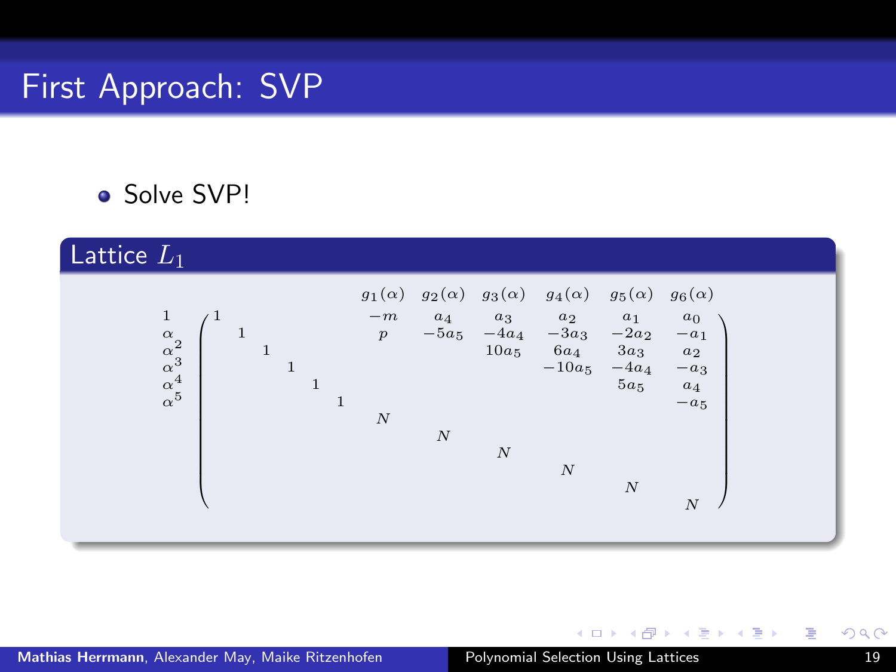# First Approach: SVP

- Solve SVP!

**Lattice $L_1$**

$$
\begin{array}{c}
1 \\ \alpha \\ \alpha^2 \\ \alpha^3 \\ \alpha^4 \\ \alpha^5 \\ \\ \\ \\ \\ \\ \\
\end{array}
\begin{array}{c}
\begin{array}{cccccccccccc}
 & & & & & & g_1(\alpha) & g_2(\alpha) & g_3(\alpha) & g_4(\alpha) & g_5(\alpha) & g_6(\alpha)
\end{array} \\
\begin{pmatrix}
1 & & & & & & -m & a_4 & a_3 & a_2 & a_1 & a_0 \\
 & 1 & & & & & p & -5a_5 & -4a_4 & -3a_3 & -2a_2 & -a_1 \\
 & & 1 & & & & & & 10a_5 & 6a_4 & 3a_3 & a_2 \\
 & & & 1 & & & & & & -10a_5 & -4a_4 & -a_3 \\
 & & & & 1 & & & & & & 5a_5 & a_4 \\
 & & & & & 1 & & & & & & -a_5 \\
 & & & & & & N & & & & & \\
 & & & & & & & N & & & & \\
 & & & & & & & & N & & & \\
 & & & & & & & & & N & & \\
 & & & & & & & & & & N & \\
 & & & & & & & & & & & N
\end{pmatrix}
\end{array}
$$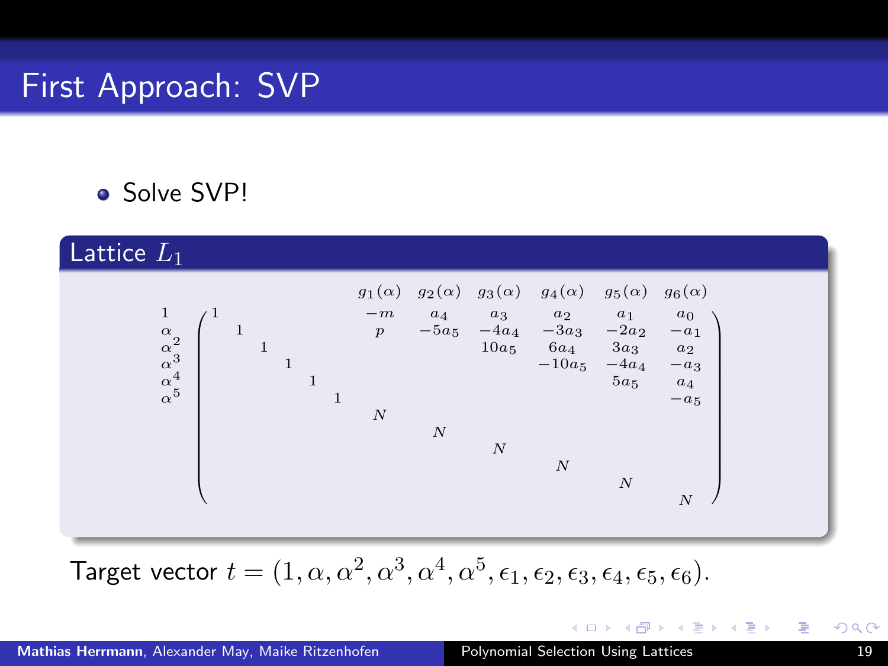# First Approach: SVP

- Solve SVP!

**Lattice $L_1$**

$$
\begin{array}{c}
1 \\ \alpha \\ \alpha^2 \\ \alpha^3 \\ \alpha^4 \\ \alpha^5 \\ \\ \\ \\ \\ \\ \\
\end{array}
\begin{array}{c}
\begin{array}{cccccccccccc}
 & & & & & & g_1(\alpha) & g_2(\alpha) & g_3(\alpha) & g_4(\alpha) & g_5(\alpha) & g_6(\alpha)
\end{array}
\\
\begin{pmatrix}
1 & & & & & & -m & a_4 & a_3 & a_2 & a_1 & a_0 \\
 & 1 & & & & & p & -5a_5 & -4a_4 & -3a_3 & -2a_2 & -a_1 \\
 & & 1 & & & & & & 10a_5 & 6a_4 & 3a_3 & a_2 \\
 & & & 1 & & & & & & -10a_5 & -4a_4 & -a_3 \\
 & & & & 1 & & & & & & 5a_5 & a_4 \\
 & & & & & 1 & & & & & & -a_5 \\
 & & & & & & N & & & & & \\
 & & & & & & & N & & & & \\
 & & & & & & & & N & & & \\
 & & & & & & & & & N & & \\
 & & & & & & & & & & N & \\
 & & & & & & & & & & & N
\end{pmatrix}
\end{array}
$$

Target vector $t = (1, \alpha, \alpha^2, \alpha^3, \alpha^4, \alpha^5, \epsilon_1, \epsilon_2, \epsilon_3, \epsilon_4, \epsilon_5, \epsilon_6)$.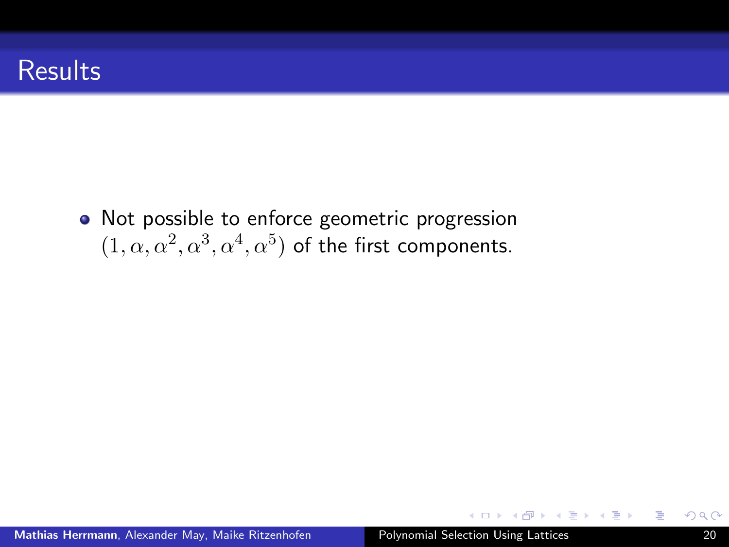# Results

- Not possible to enforce geometric progression $(1, \alpha, \alpha^2, \alpha^3, \alpha^4, \alpha^5)$ of the first components.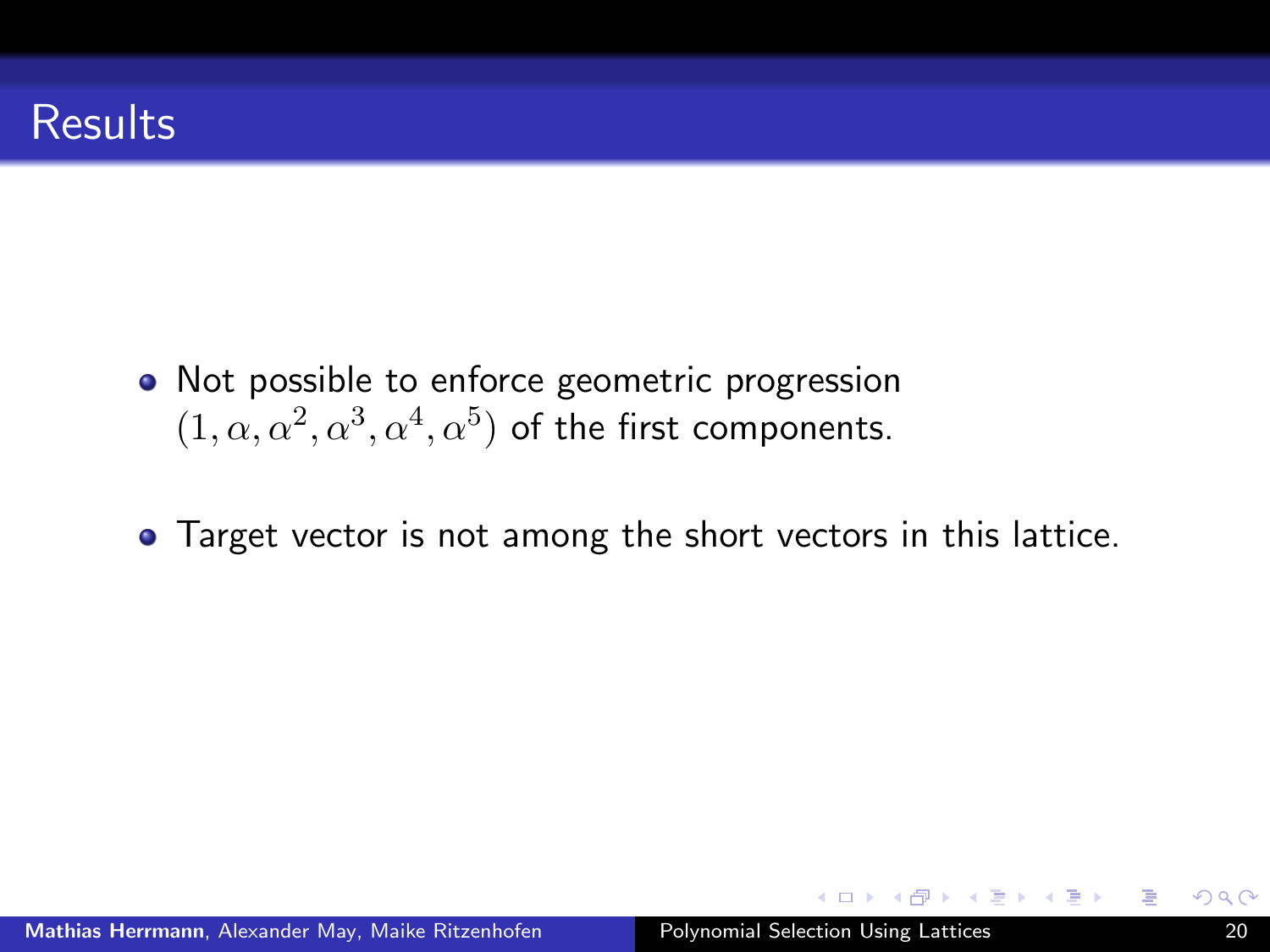# Results

- Not possible to enforce geometric progression $(1, \alpha, \alpha^2, \alpha^3, \alpha^4, \alpha^5)$ of the first components.
- Target vector is not among the short vectors in this lattice.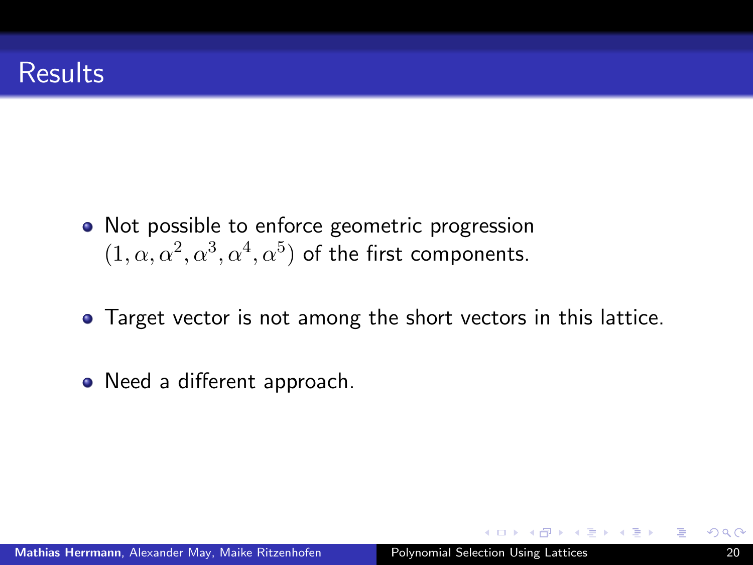# Results

- Not possible to enforce geometric progression $(1, \alpha, \alpha^2, \alpha^3, \alpha^4, \alpha^5)$ of the first components.
- Target vector is not among the short vectors in this lattice.
- Need a different approach.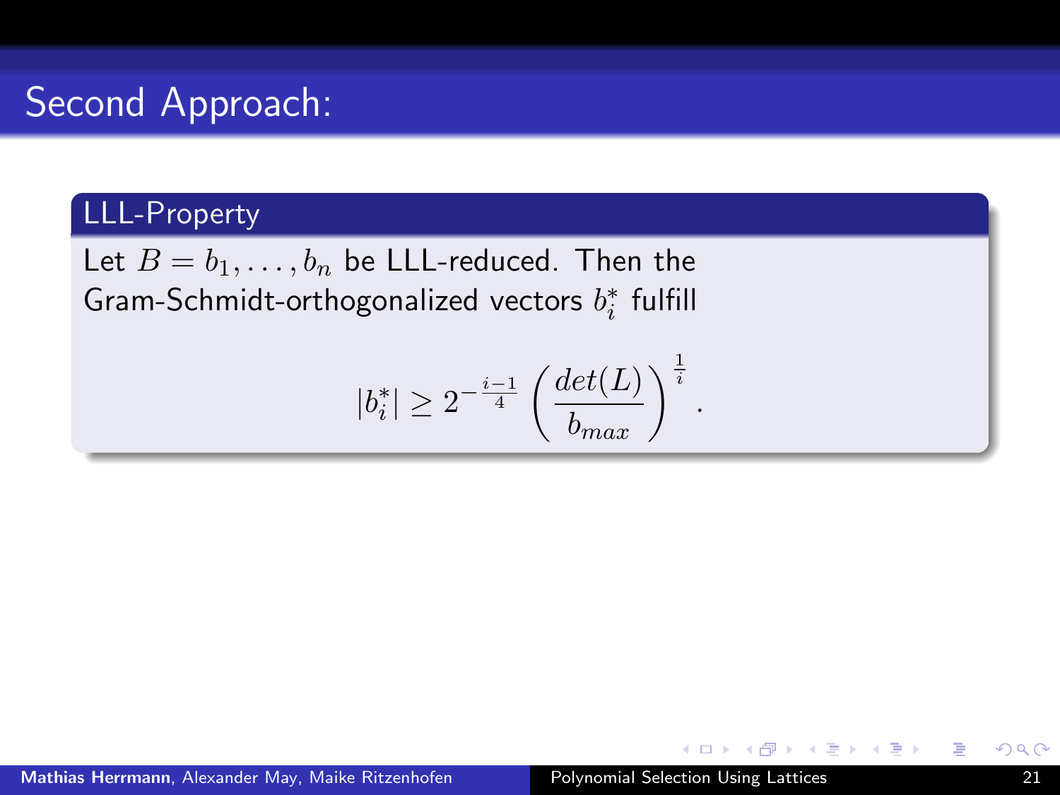# Second Approach:

## LLL-Property

Let $B = b_1, \ldots, b_n$ be LLL-reduced. Then the Gram-Schmidt-orthogonalized vectors $b_i^*$ fulfill

$$|b_i^*| \geq 2^{-\frac{i-1}{4}} \left( \frac{det(L)}{b_{max}} \right)^{\frac{1}{i}}.$$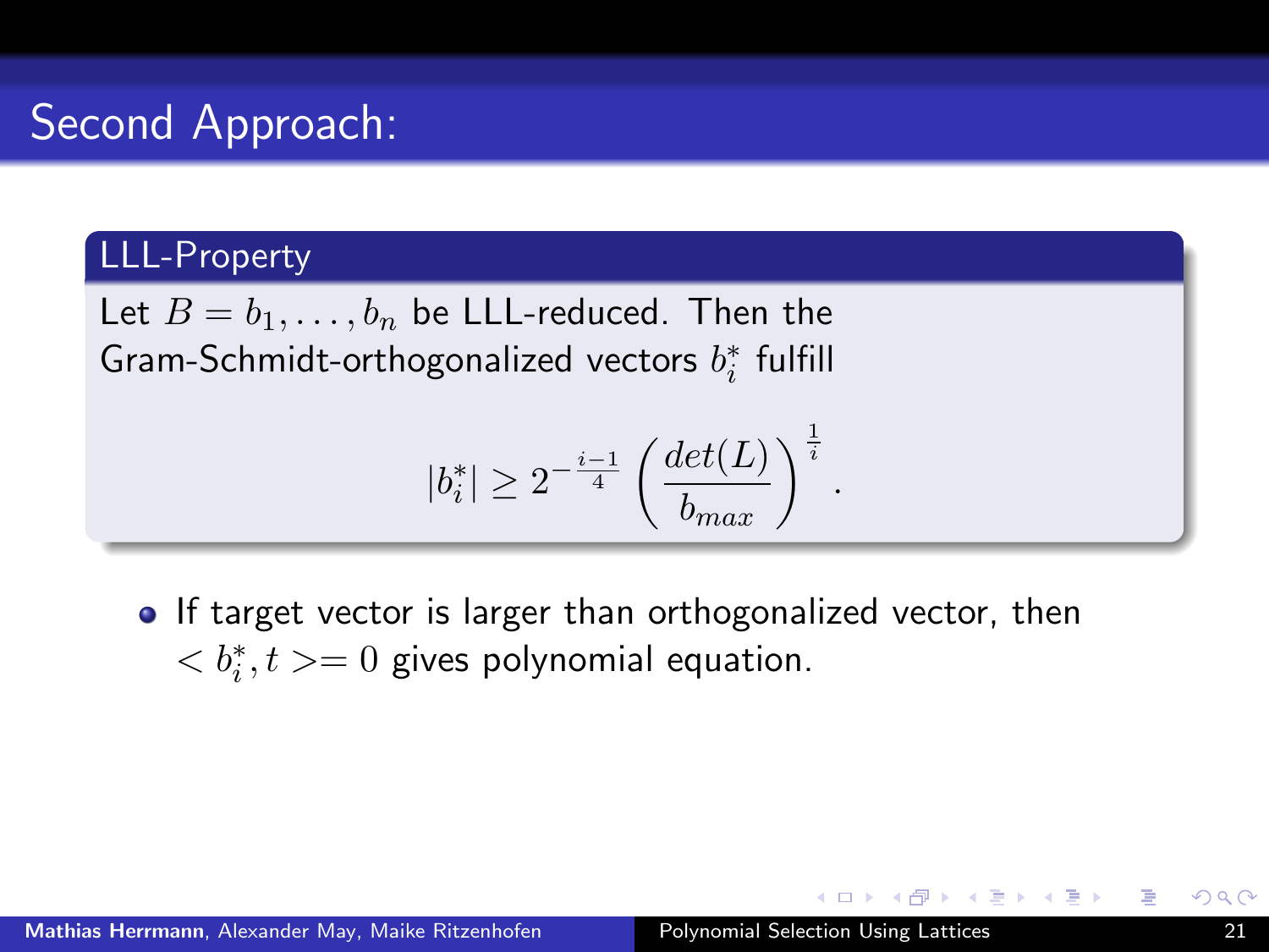# Second Approach:

### LLL-Property

Let $B = b_1, \ldots, b_n$ be LLL-reduced. Then the Gram-Schmidt-orthogonalized vectors $b_i^*$ fulfill

$$|b_i^*| \geq 2^{-\frac{i-1}{4}} \left( \frac{det(L)}{b_{max}} \right)^{\frac{1}{i}}.$$

- If target vector is larger than orthogonalized vector, then $< b_i^*, t >= 0$ gives polynomial equation.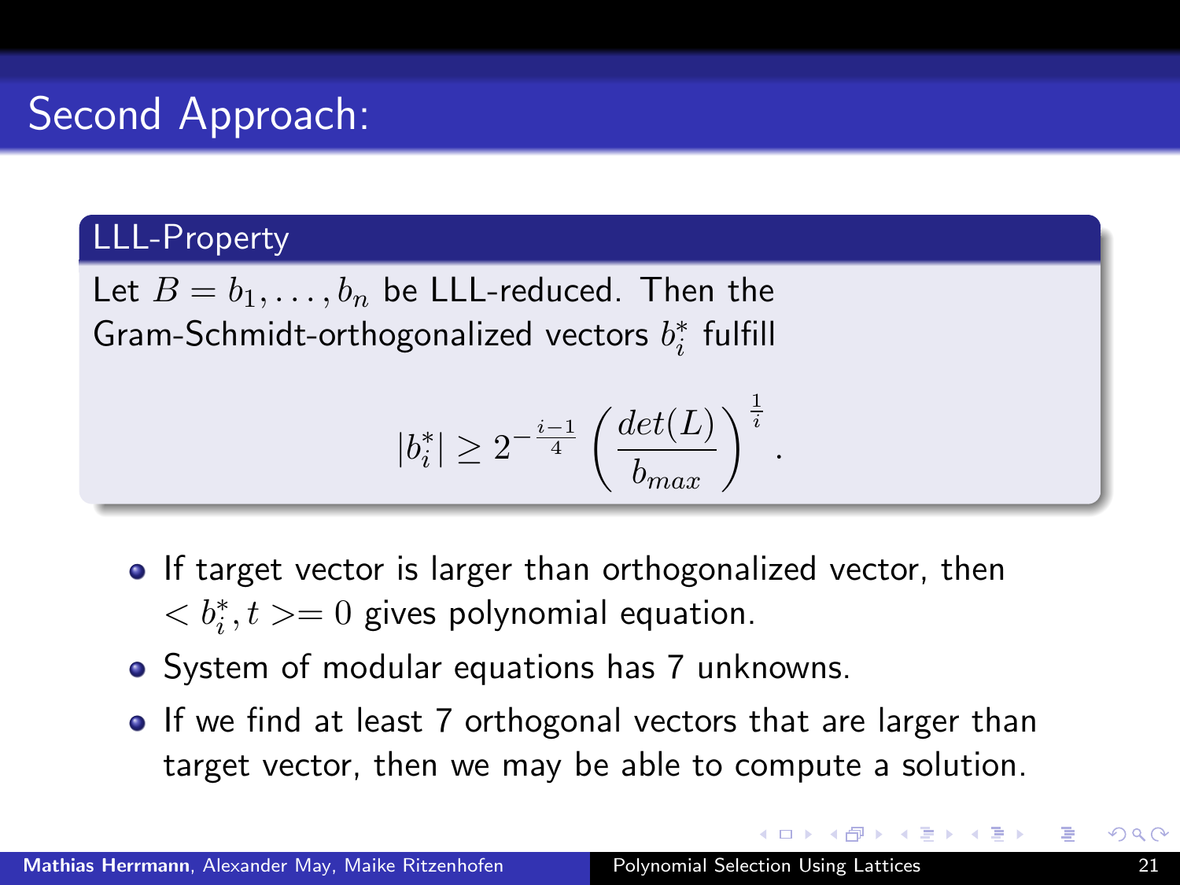# Second Approach:

**LLL-Property**

Let $B = b_1, \ldots, b_n$ be LLL-reduced. Then the Gram-Schmidt-orthogonalized vectors $b_i^*$ fulfill

$$|b_i^*| \geq 2^{-\frac{i-1}{4}} \left( \frac{det(L)}{b_{max}} \right)^{\frac{1}{i}}.$$

- If target vector is larger than orthogonalized vector, then $< b_i^*, t >= 0$ gives polynomial equation.
- System of modular equations has 7 unknowns.
- If we find at least 7 orthogonal vectors that are larger than target vector, then we may be able to compute a solution.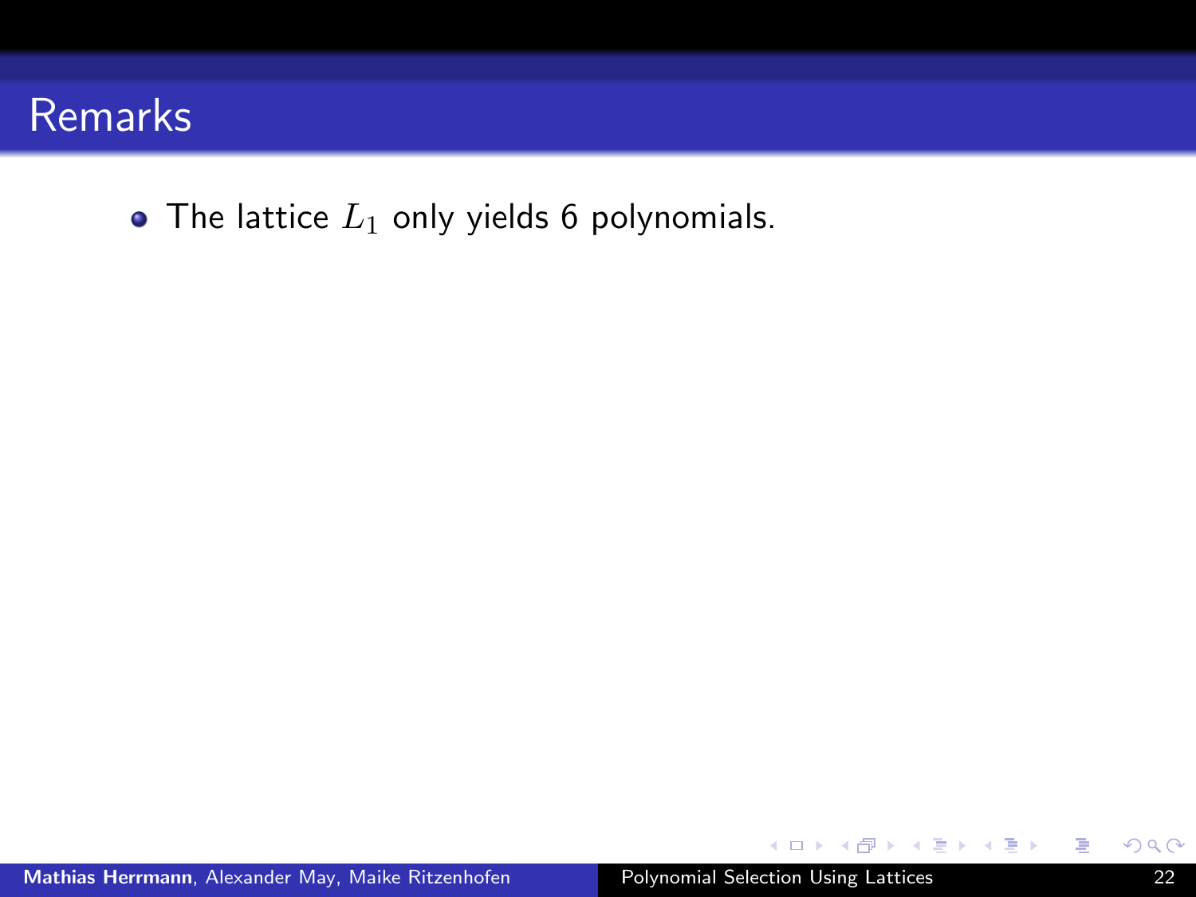# Remarks

- The lattice $L_1$ only yields 6 polynomials.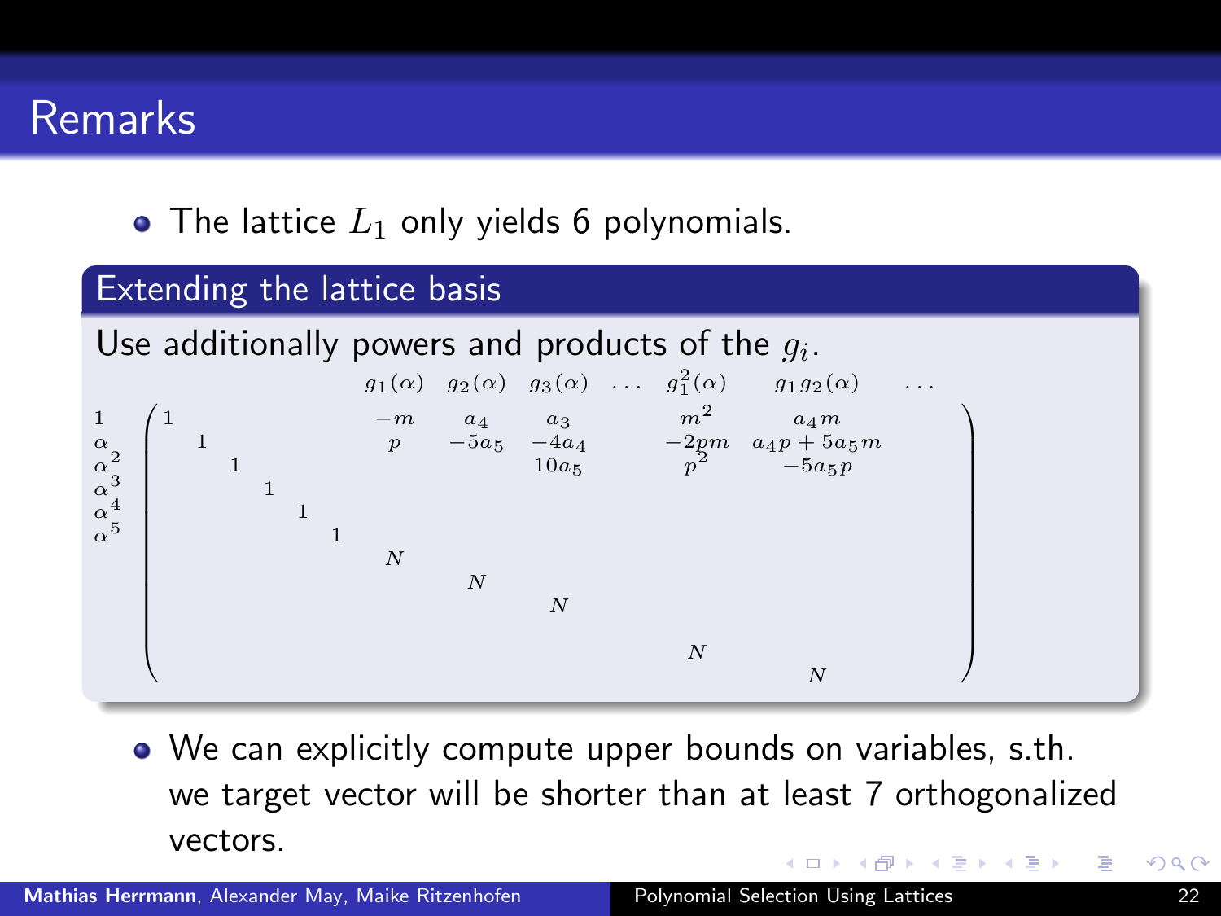# Remarks

- The lattice $L_1$ only yields 6 polynomials.

**Extending the lattice basis**

Use additionally powers and products of the $g_i$.

$$
\begin{array}{c}
 \\ 1 \\ \alpha \\ \alpha^2 \\ \alpha^3 \\ \alpha^4 \\ \alpha^5 \\ \\ \\ \\ \\ \\
\end{array}
\begin{array}{c}
\begin{array}{cccccccccccccc}
 & & & & & & g_1(\alpha) & g_2(\alpha) & g_3(\alpha) & \ldots & g_1^2(\alpha) & g_1 g_2(\alpha) & \ldots
\end{array} \\
\begin{pmatrix}
1 & & & & & & -m & a_4 & a_3 & & m^2 & a_4 m & \\
 & 1 & & & & & p & -5a_5 & -4a_4 & & -2pm & a_4 p + 5a_5 m & \\
 & & 1 & & & & & & 10a_5 & & p^2 & -5a_5 p & \\
 & & & 1 & & & & & & & & & \\
 & & & & 1 & & & & & & & & \\
 & & & & & 1 & & & & & & & \\
 & & & & & & N & & & & & & \\
 & & & & & & & N & & & & & \\
 & & & & & & & & N & & & & \\
 & & & & & & & & & & & & \\
 & & & & & & & & & & N & & \\
 & & & & & & & & & & & N &
\end{pmatrix}
\end{array}
$$

- We can explicitly compute upper bounds on variables, s.th. we target vector will be shorter than at least 7 orthogonalized vectors.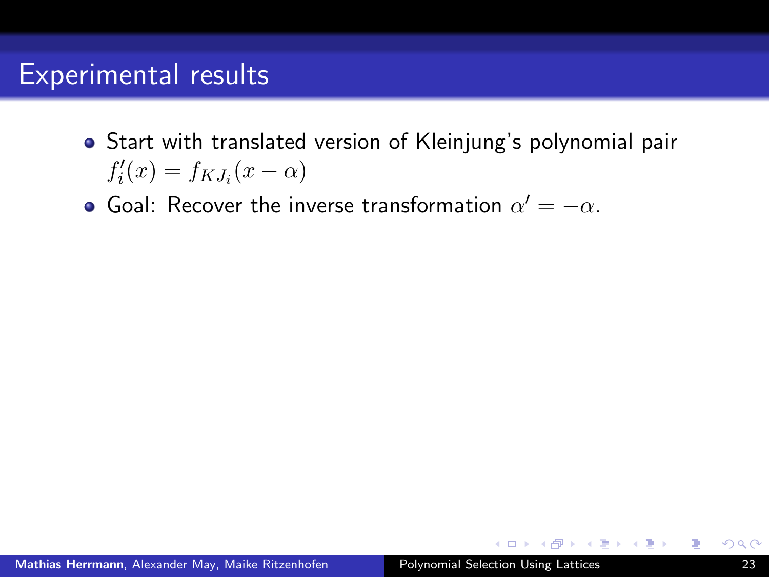# Experimental results

- Start with translated version of Kleinjung's polynomial pair $f_i'(x) = f_{KJ_i}(x - \alpha)$
- Goal: Recover the inverse transformation $\alpha' = -\alpha$.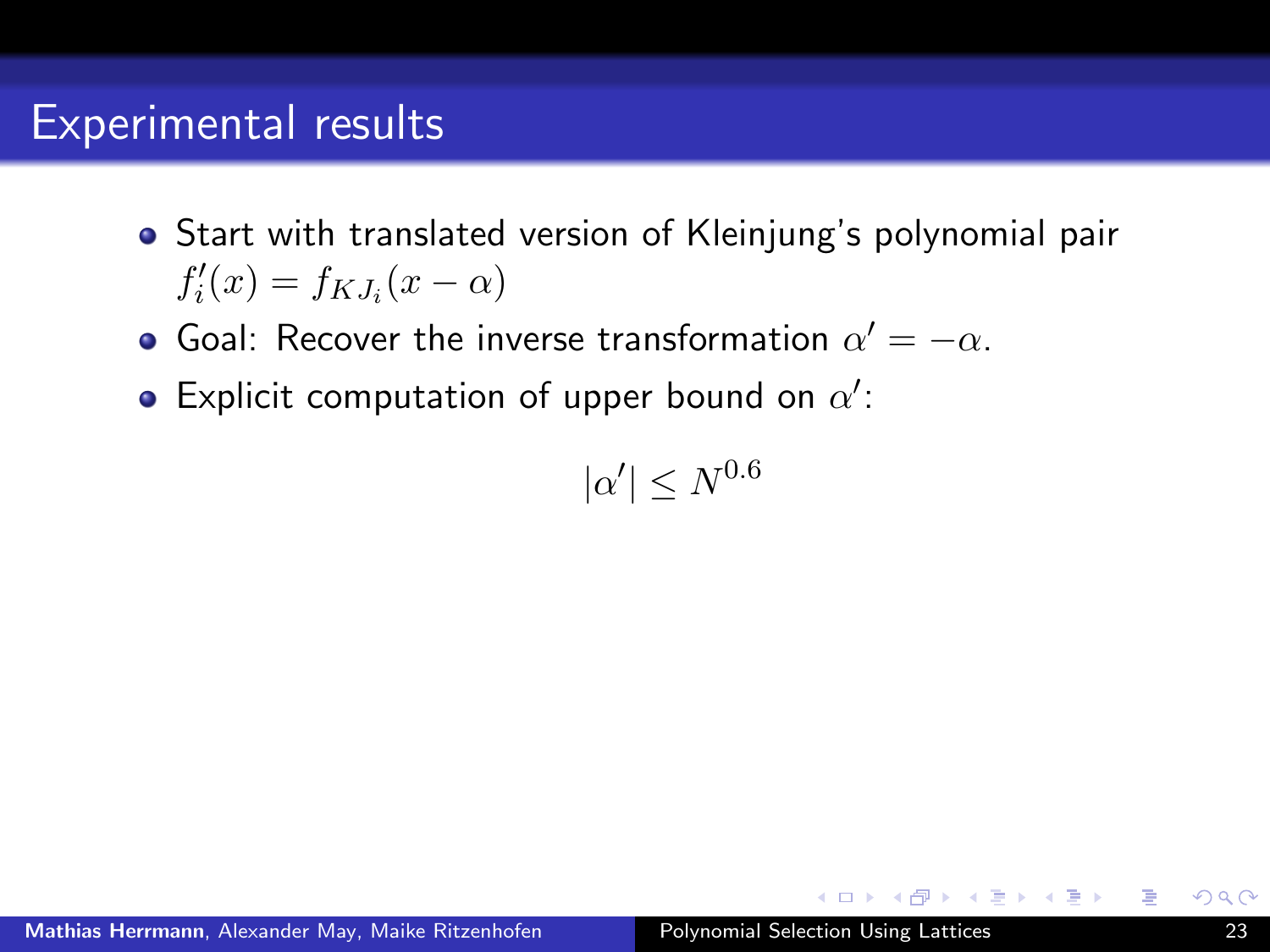# Experimental results

- Start with translated version of Kleinjung's polynomial pair $f_i'(x) = f_{KJ_i}(x - \alpha)$
- Goal: Recover the inverse transformation $\alpha' = -\alpha$.
- Explicit computation of upper bound on $\alpha'$:

$$|\alpha'| \leq N^{0.6}$$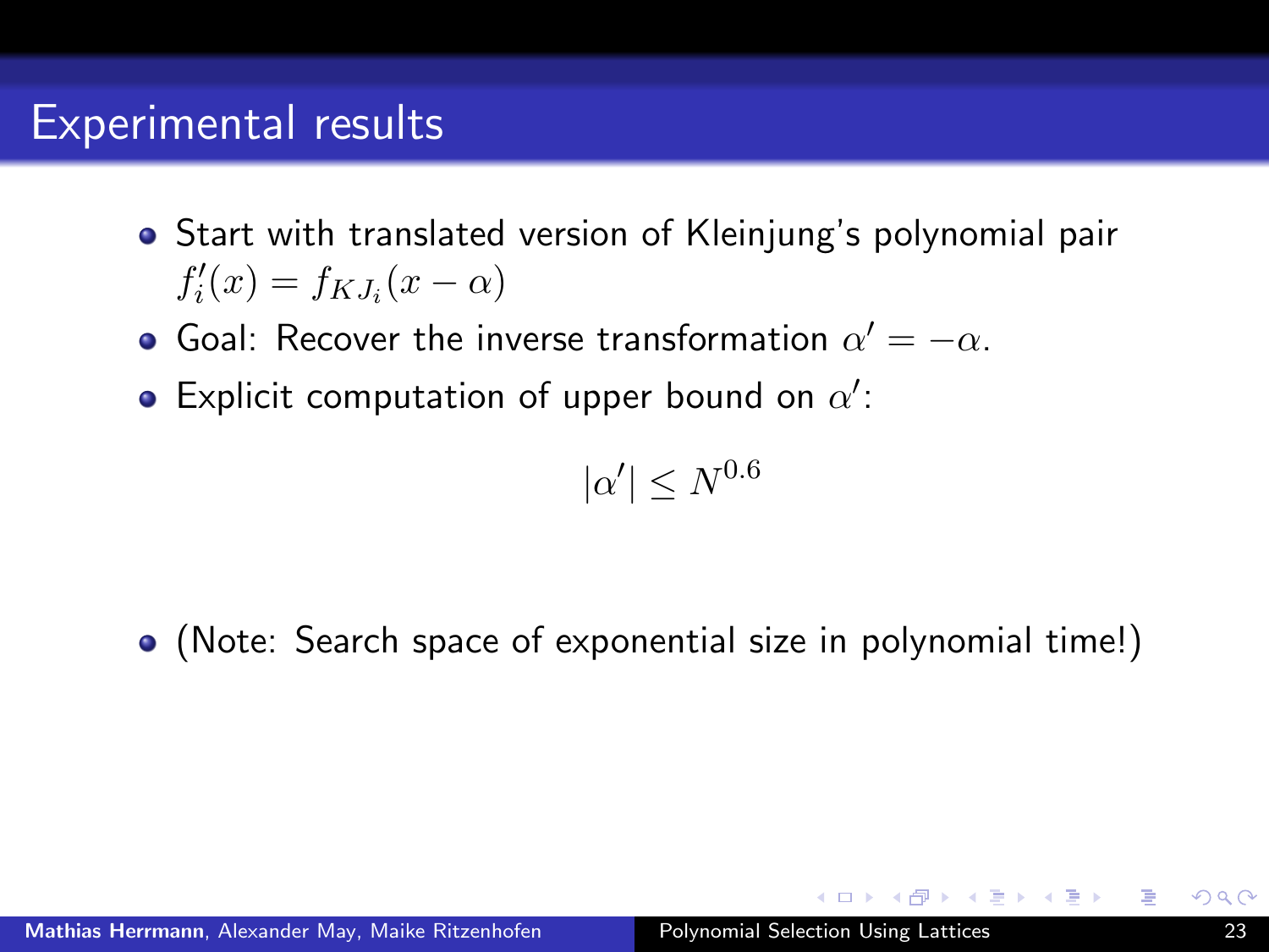# Experimental results

- Start with translated version of Kleinjung's polynomial pair $f_i'(x) = f_{KJ_i}(x - \alpha)$
- Goal: Recover the inverse transformation $\alpha' = -\alpha$.
- Explicit computation of upper bound on $\alpha'$:

$$|\alpha'| \leq N^{0.6}$$

- (Note: Search space of exponential size in polynomial time!)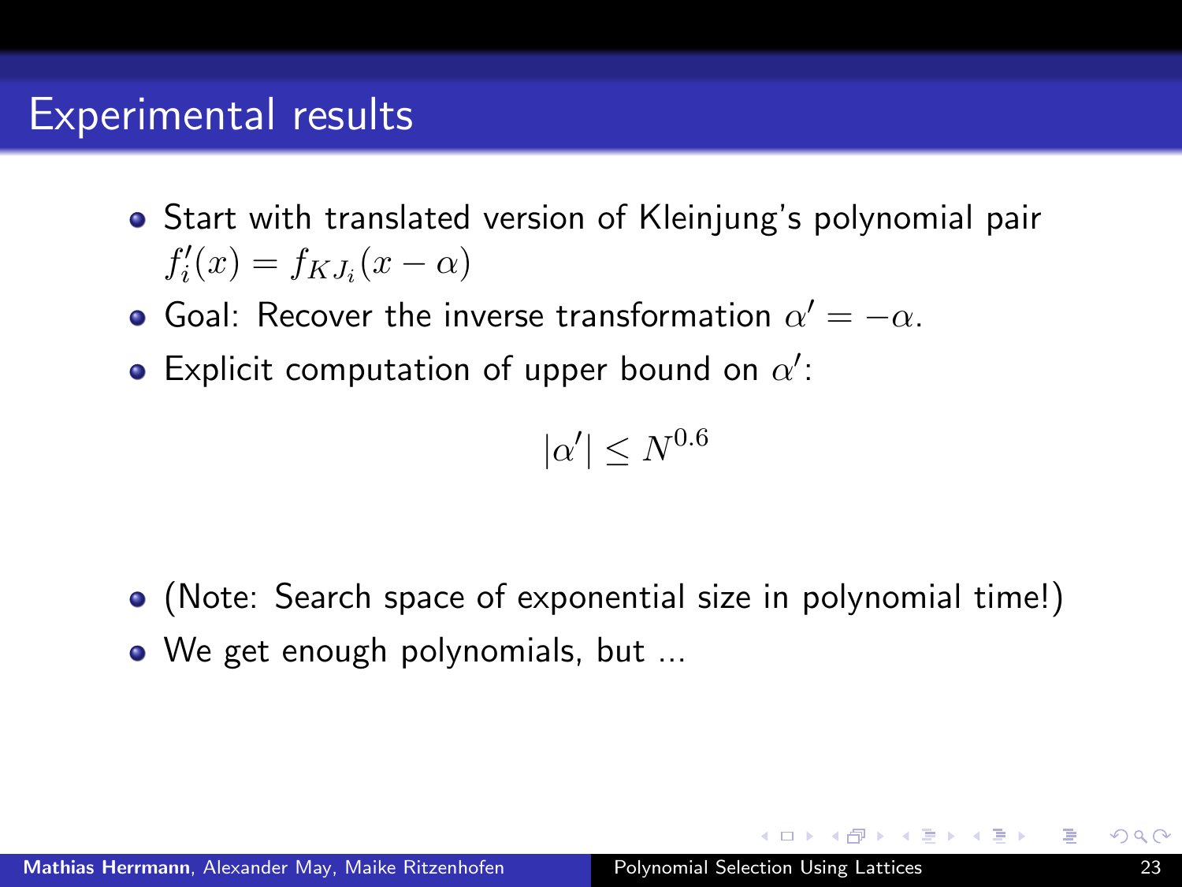# Experimental results

- Start with translated version of Kleinjung's polynomial pair $f_i'(x) = f_{KJ_i}(x - \alpha)$
- Goal: Recover the inverse transformation $\alpha' = -\alpha$.
- Explicit computation of upper bound on $\alpha'$:

$$|\alpha'| \leq N^{0.6}$$

- (Note: Search space of exponential size in polynomial time!)
- We get enough polynomials, but ...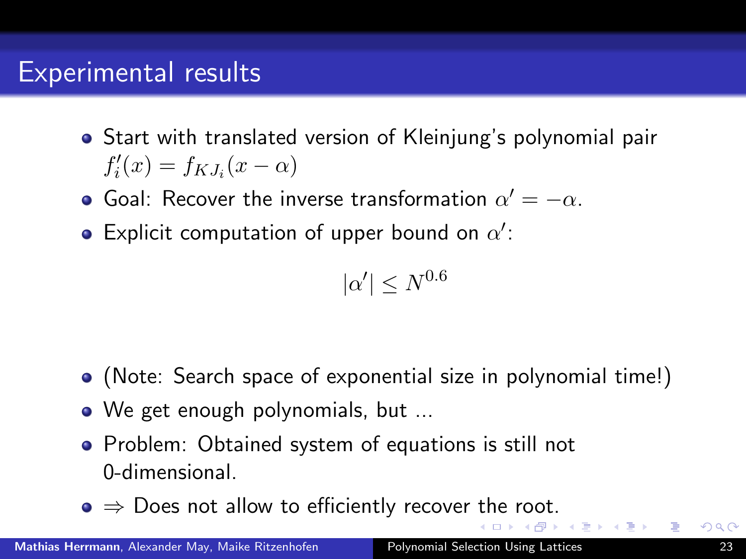# Experimental results

- Start with translated version of Kleinjung's polynomial pair $f'_i(x) = f_{KJ_i}(x - \alpha)$
- Goal: Recover the inverse transformation $\alpha' = -\alpha$.
- Explicit computation of upper bound on $\alpha'$:

$$|\alpha'| \leq N^{0.6}$$

- (Note: Search space of exponential size in polynomial time!)
- We get enough polynomials, but ...
- Problem: Obtained system of equations is still not 0-dimensional.
- $\Rightarrow$ Does not allow to efficiently recover the root.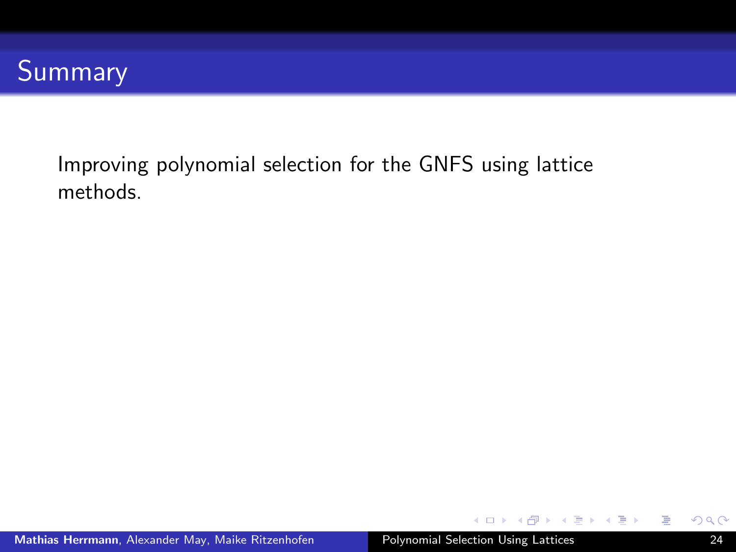# Summary

Improving polynomial selection for the GNFS using lattice methods.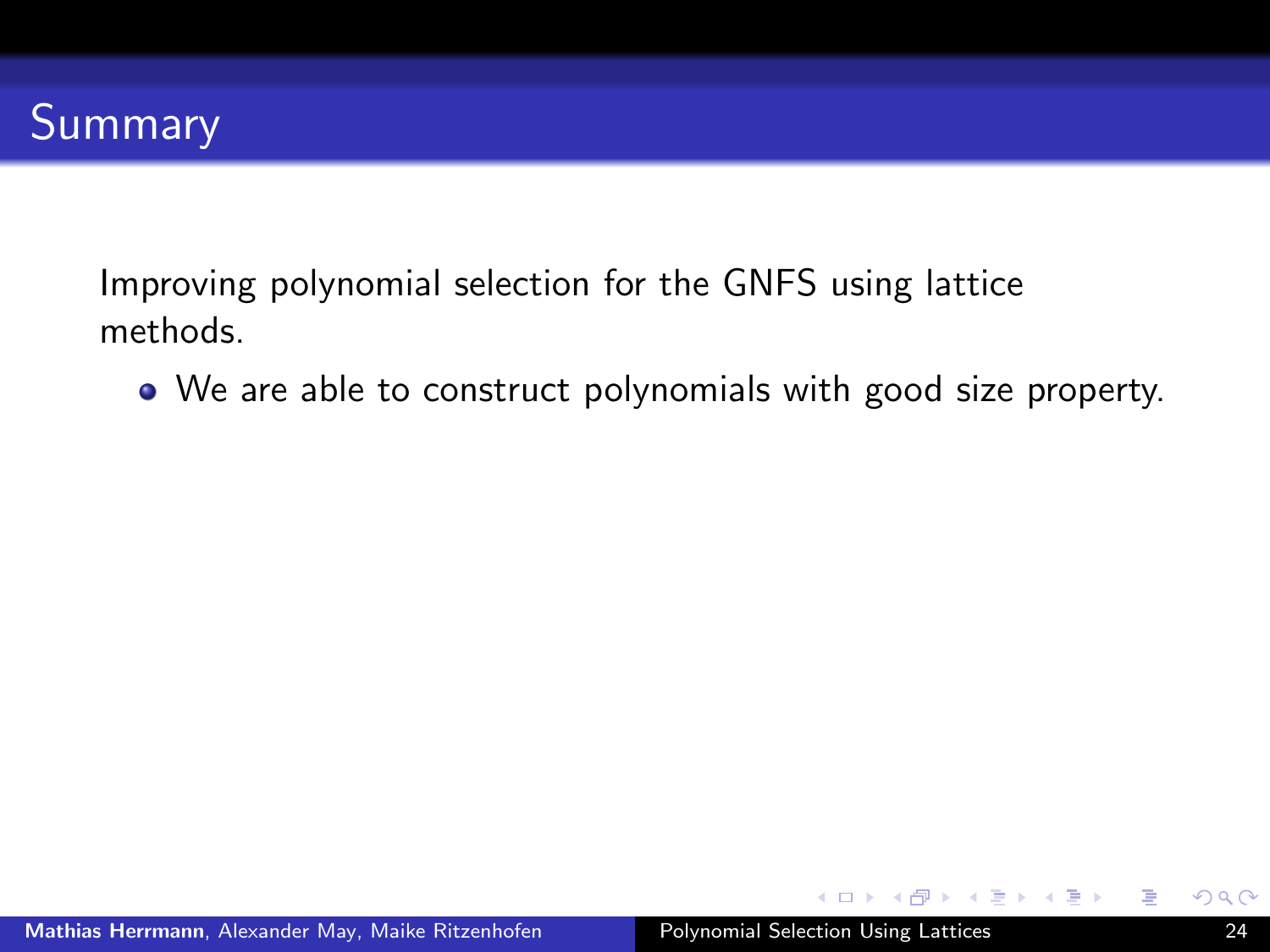# Summary

Improving polynomial selection for the GNFS using lattice methods.

- We are able to construct polynomials with good size property.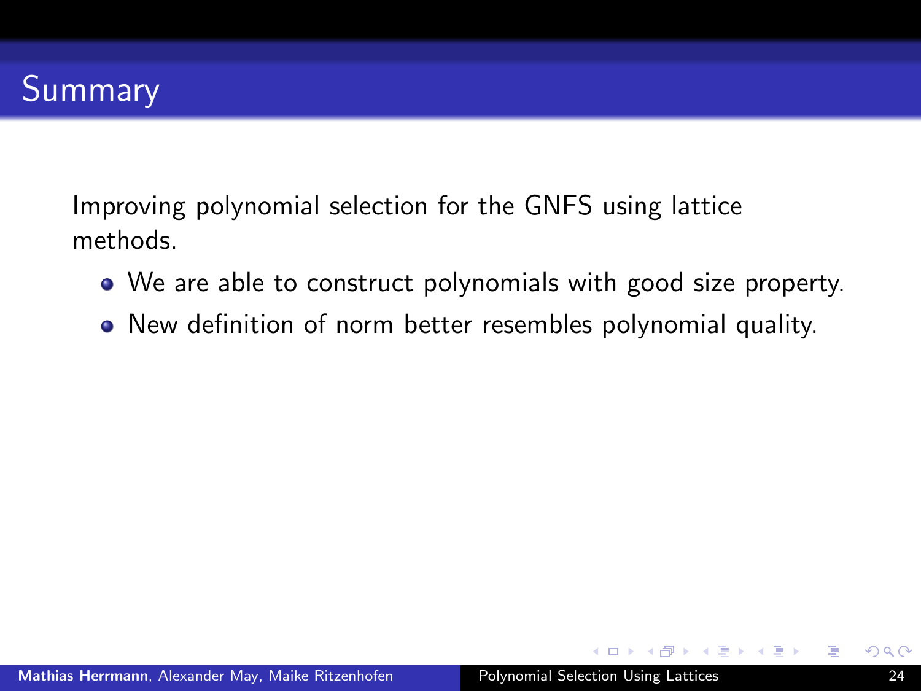# Summary

Improving polynomial selection for the GNFS using lattice methods.

- We are able to construct polynomials with good size property.
- New definition of norm better resembles polynomial quality.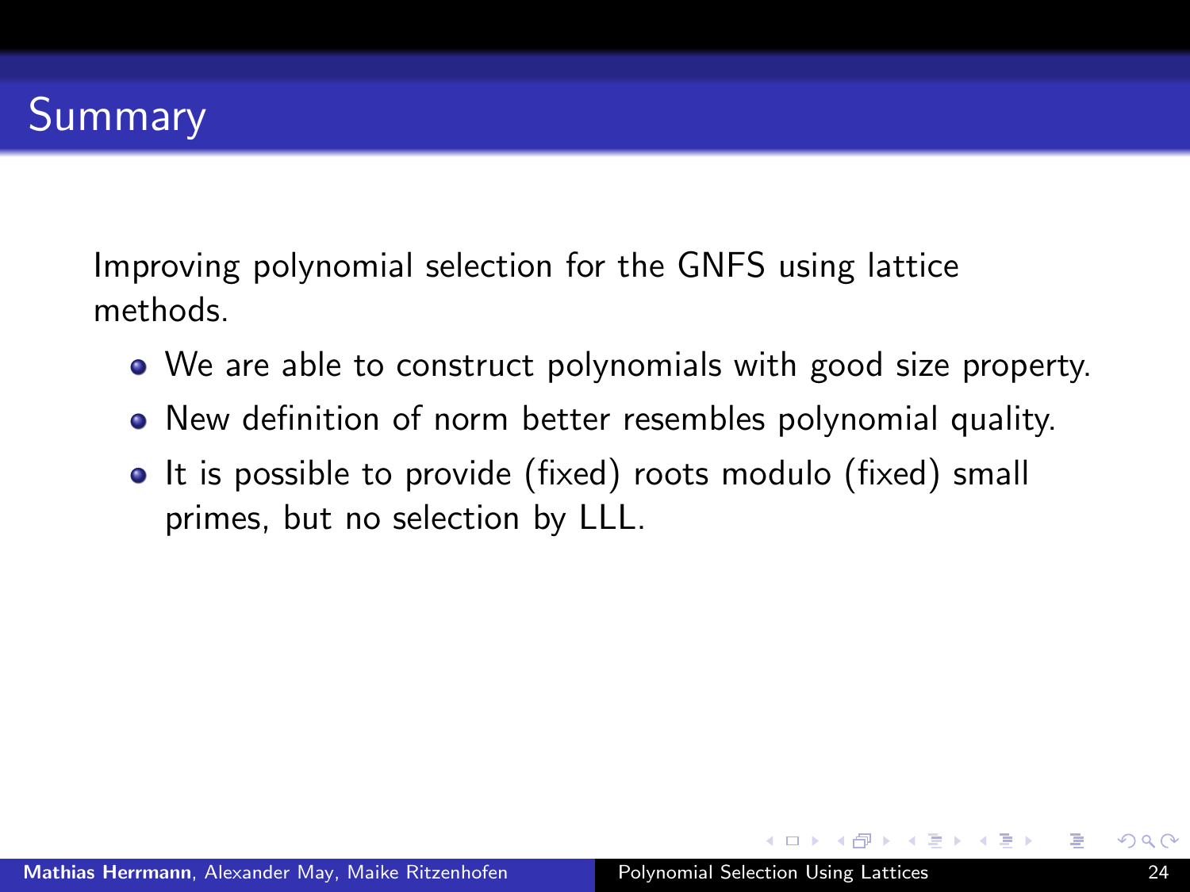# Summary

Improving polynomial selection for the GNFS using lattice methods.

- We are able to construct polynomials with good size property.
- New definition of norm better resembles polynomial quality.
- It is possible to provide (fixed) roots modulo (fixed) small primes, but no selection by LLL.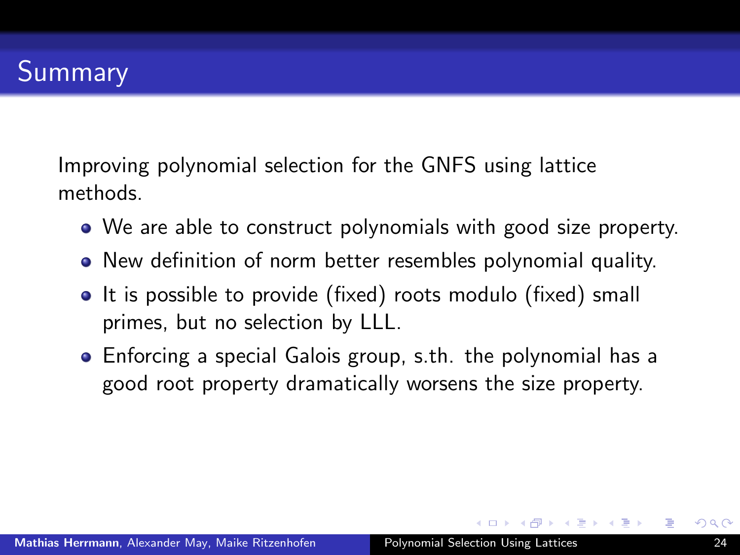# Summary

Improving polynomial selection for the GNFS using lattice methods.

- We are able to construct polynomials with good size property.
- New definition of norm better resembles polynomial quality.
- It is possible to provide (fixed) roots modulo (fixed) small primes, but no selection by LLL.
- Enforcing a special Galois group, s.th. the polynomial has a good root property dramatically worsens the size property.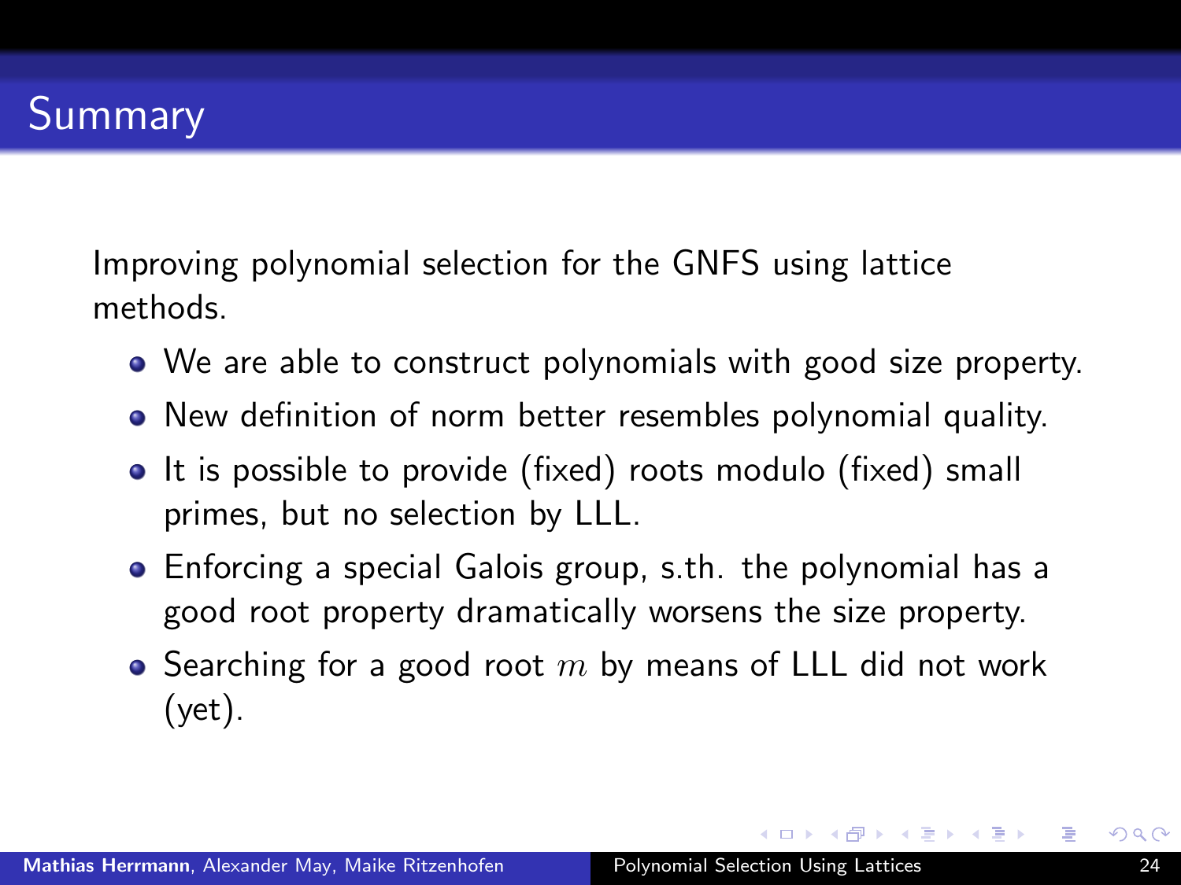# Summary

Improving polynomial selection for the GNFS using lattice methods.

- We are able to construct polynomials with good size property.
- New definition of norm better resembles polynomial quality.
- It is possible to provide (fixed) roots modulo (fixed) small primes, but no selection by LLL.
- Enforcing a special Galois group, s.th. the polynomial has a good root property dramatically worsens the size property.
- Searching for a good root $m$ by means of LLL did not work (yet).